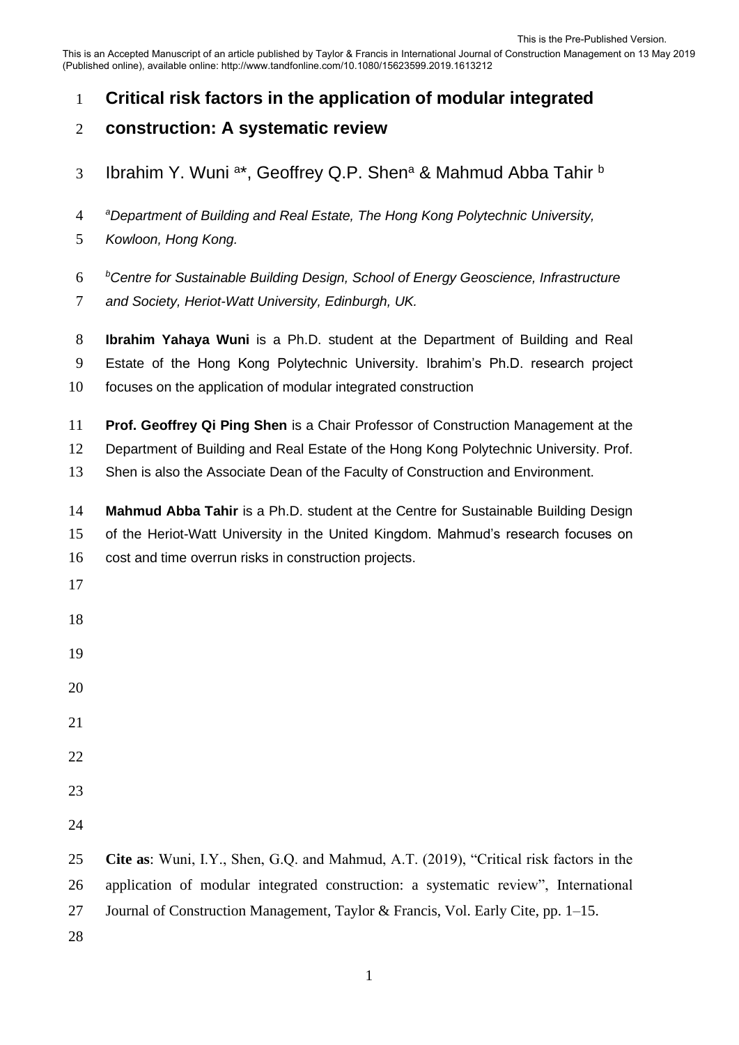This is the Pre-Published Version.

This is an Accepted Manuscript of an article published by Taylor & Francis in International Journal of Construction Management on 13 May 2019 (Published online), available online: http://www.tandfonline.com/10.1080/15623599.2019.1613212

# Critical risk factors in the application of modular integrated construction: A systematic review

Ibrahim Y. Wuni [a]*, Geoffrey Q.P. Shen[a] & Mahmud Abba Tahir [b]

[a]*Department of Building and Real Estate, The Hong Kong Polytechnic University, Kowloon, Hong Kong.*

[b]*Centre for Sustainable Building Design, School of Energy Geoscience, Infrastructure and Society, Heriot-Watt University, Edinburgh, UK.*

**Ibrahim Yahaya Wuni** is a Ph.D. student at the Department of Building and Real Estate of the Hong Kong Polytechnic University. Ibrahim's Ph.D. research project focuses on the application of modular integrated construction

**Prof. Geoffrey Qi Ping Shen** is a Chair Professor of Construction Management at the Department of Building and Real Estate of the Hong Kong Polytechnic University. Prof. Shen is also the Associate Dean of the Faculty of Construction and Environment.

**Mahmud Abba Tahir** is a Ph.D. student at the Centre for Sustainable Building Design of the Heriot-Watt University in the United Kingdom. Mahmud's research focuses on cost and time overrun risks in construction projects.

**Cite as**: Wuni, I.Y., Shen, G.Q. and Mahmud, A.T. (2019), "Critical risk factors in the application of modular integrated construction: a systematic review", International Journal of Construction Management, Taylor & Francis, Vol. Early Cite, pp. 1–15.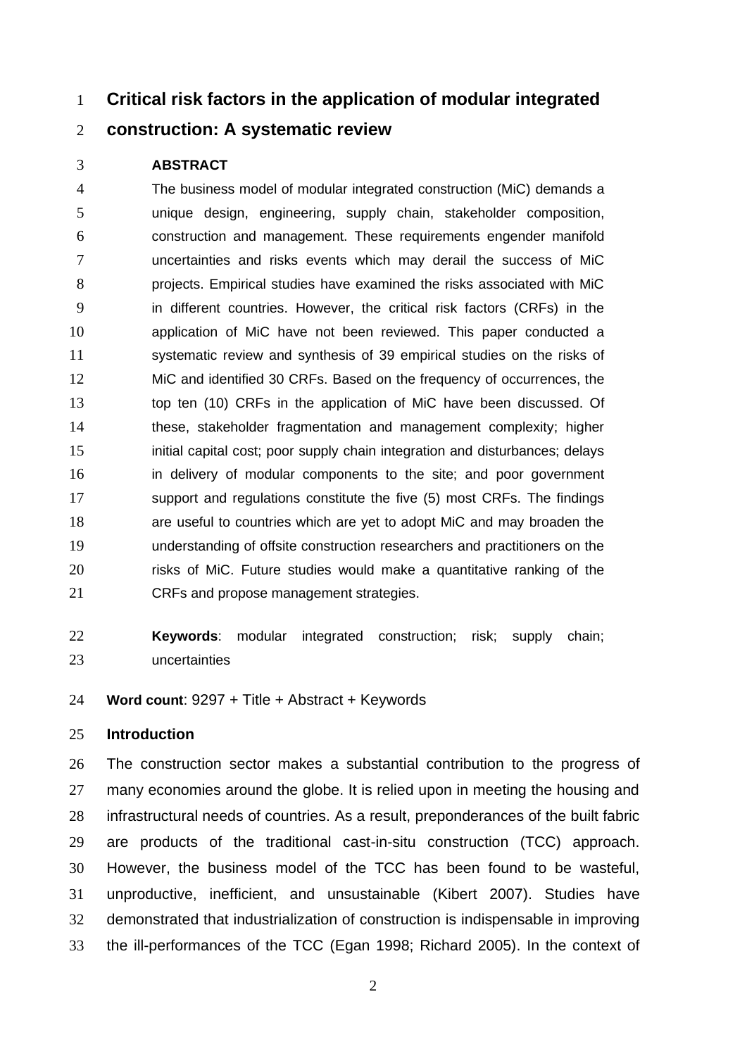# Critical risk factors in the application of modular integrated construction: A systematic review

## ABSTRACT

The business model of modular integrated construction (MiC) demands a unique design, engineering, supply chain, stakeholder composition, construction and management. These requirements engender manifold uncertainties and risks events which may derail the success of MiC projects. Empirical studies have examined the risks associated with MiC in different countries. However, the critical risk factors (CRFs) in the application of MiC have not been reviewed. This paper conducted a systematic review and synthesis of 39 empirical studies on the risks of MiC and identified 30 CRFs. Based on the frequency of occurrences, the top ten (10) CRFs in the application of MiC have been discussed. Of these, stakeholder fragmentation and management complexity; higher initial capital cost; poor supply chain integration and disturbances; delays in delivery of modular components to the site; and poor government support and regulations constitute the five (5) most CRFs. The findings are useful to countries which are yet to adopt MiC and may broaden the understanding of offsite construction researchers and practitioners on the risks of MiC. Future studies would make a quantitative ranking of the CRFs and propose management strategies.

**Keywords**: modular integrated construction; risk; supply chain; uncertainties

**Word count**: 9297 + Title + Abstract + Keywords

## Introduction

The construction sector makes a substantial contribution to the progress of many economies around the globe. It is relied upon in meeting the housing and infrastructural needs of countries. As a result, preponderances of the built fabric are products of the traditional cast-in-situ construction (TCC) approach. However, the business model of the TCC has been found to be wasteful, unproductive, inefficient, and unsustainable (Kibert 2007). Studies have demonstrated that industrialization of construction is indispensable in improving the ill-performances of the TCC (Egan 1998; Richard 2005). In the context of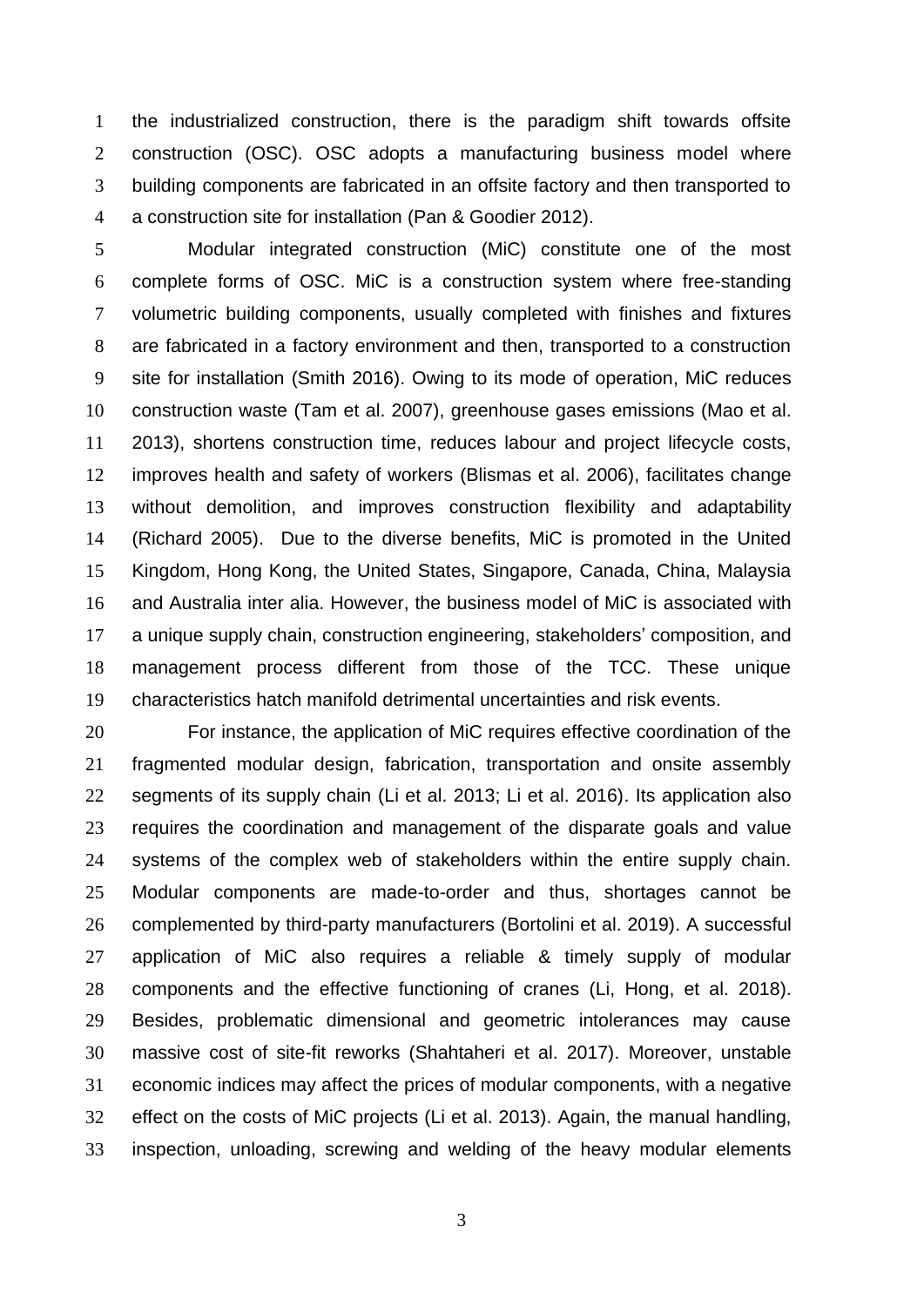the industrialized construction, there is the paradigm shift towards offsite construction (OSC). OSC adopts a manufacturing business model where building components are fabricated in an offsite factory and then transported to a construction site for installation (Pan & Goodier 2012).

Modular integrated construction (MiC) constitute one of the most complete forms of OSC. MiC is a construction system where free-standing volumetric building components, usually completed with finishes and fixtures are fabricated in a factory environment and then, transported to a construction site for installation (Smith 2016). Owing to its mode of operation, MiC reduces construction waste (Tam et al. 2007), greenhouse gases emissions (Mao et al. 2013), shortens construction time, reduces labour and project lifecycle costs, improves health and safety of workers (Blismas et al. 2006), facilitates change without demolition, and improves construction flexibility and adaptability (Richard 2005). Due to the diverse benefits, MiC is promoted in the United Kingdom, Hong Kong, the United States, Singapore, Canada, China, Malaysia and Australia inter alia. However, the business model of MiC is associated with a unique supply chain, construction engineering, stakeholders' composition, and management process different from those of the TCC. These unique characteristics hatch manifold detrimental uncertainties and risk events.

For instance, the application of MiC requires effective coordination of the fragmented modular design, fabrication, transportation and onsite assembly segments of its supply chain (Li et al. 2013; Li et al. 2016). Its application also requires the coordination and management of the disparate goals and value systems of the complex web of stakeholders within the entire supply chain. Modular components are made-to-order and thus, shortages cannot be complemented by third-party manufacturers (Bortolini et al. 2019). A successful application of MiC also requires a reliable & timely supply of modular components and the effective functioning of cranes (Li, Hong, et al. 2018). Besides, problematic dimensional and geometric intolerances may cause massive cost of site-fit reworks (Shahtaheri et al. 2017). Moreover, unstable economic indices may affect the prices of modular components, with a negative effect on the costs of MiC projects (Li et al. 2013). Again, the manual handling, inspection, unloading, screwing and welding of the heavy modular elements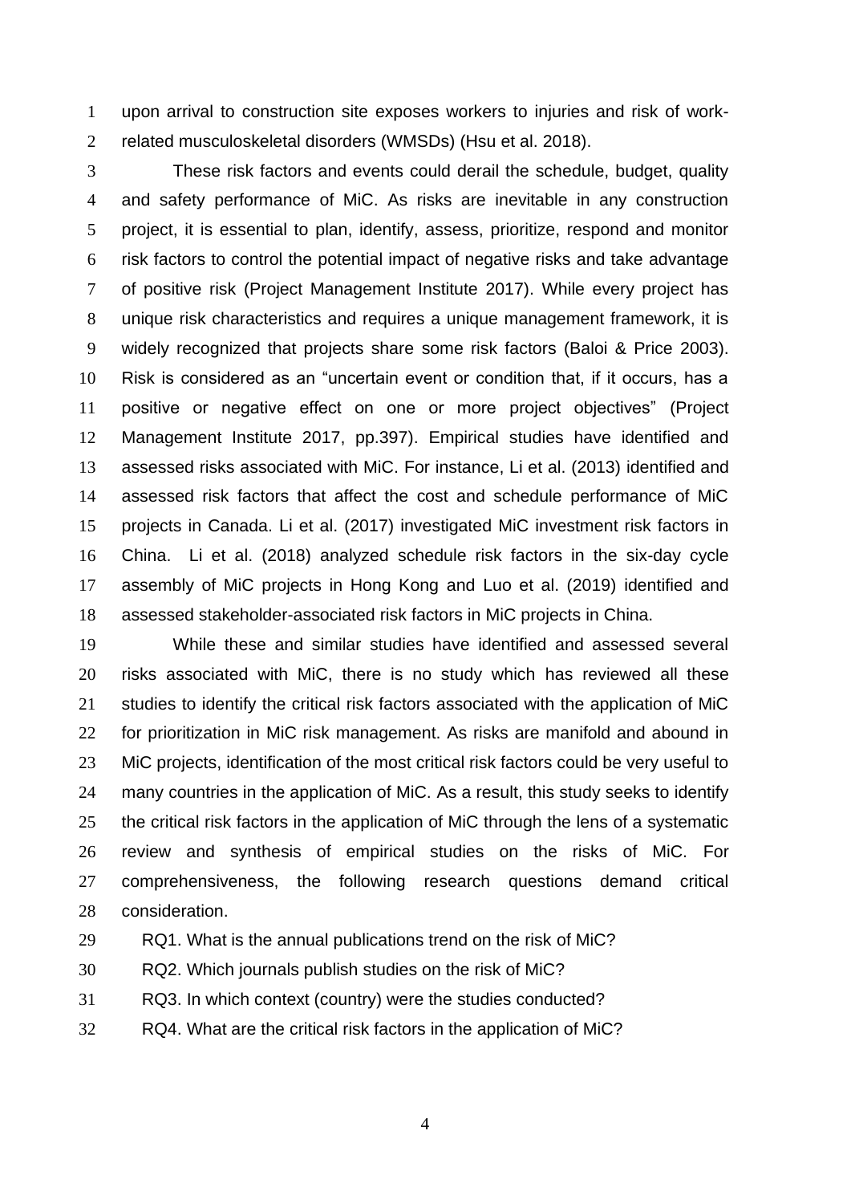upon arrival to construction site exposes workers to injuries and risk of work-related musculoskeletal disorders (WMSDs) (Hsu et al. 2018).

These risk factors and events could derail the schedule, budget, quality and safety performance of MiC. As risks are inevitable in any construction project, it is essential to plan, identify, assess, prioritize, respond and monitor risk factors to control the potential impact of negative risks and take advantage of positive risk (Project Management Institute 2017). While every project has unique risk characteristics and requires a unique management framework, it is widely recognized that projects share some risk factors (Baloi & Price 2003). Risk is considered as an "uncertain event or condition that, if it occurs, has a positive or negative effect on one or more project objectives" (Project Management Institute 2017, pp.397). Empirical studies have identified and assessed risks associated with MiC. For instance, Li et al. (2013) identified and assessed risk factors that affect the cost and schedule performance of MiC projects in Canada. Li et al. (2017) investigated MiC investment risk factors in China. Li et al. (2018) analyzed schedule risk factors in the six-day cycle assembly of MiC projects in Hong Kong and Luo et al. (2019) identified and assessed stakeholder-associated risk factors in MiC projects in China.

While these and similar studies have identified and assessed several risks associated with MiC, there is no study which has reviewed all these studies to identify the critical risk factors associated with the application of MiC for prioritization in MiC risk management. As risks are manifold and abound in MiC projects, identification of the most critical risk factors could be very useful to many countries in the application of MiC. As a result, this study seeks to identify the critical risk factors in the application of MiC through the lens of a systematic review and synthesis of empirical studies on the risks of MiC. For comprehensiveness, the following research questions demand critical consideration.

RQ1. What is the annual publications trend on the risk of MiC?

RQ2. Which journals publish studies on the risk of MiC?

RQ3. In which context (country) were the studies conducted?

RQ4. What are the critical risk factors in the application of MiC?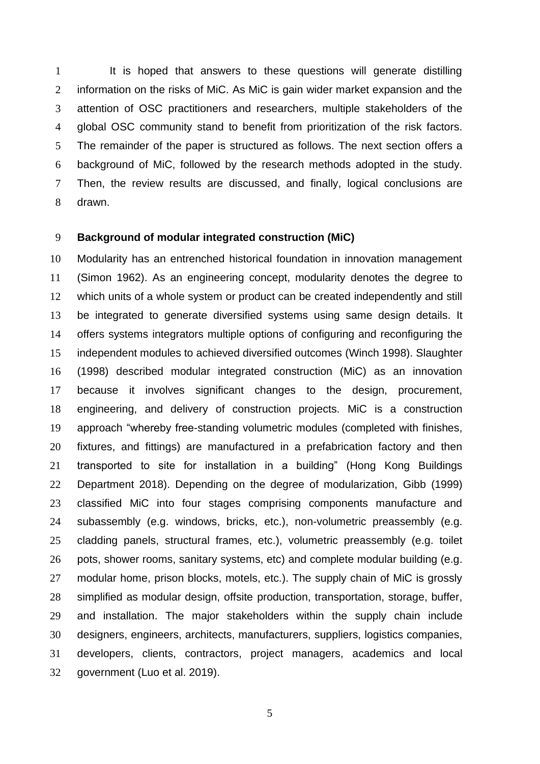It is hoped that answers to these questions will generate distilling information on the risks of MiC. As MiC is gain wider market expansion and the attention of OSC practitioners and researchers, multiple stakeholders of the global OSC community stand to benefit from prioritization of the risk factors. The remainder of the paper is structured as follows. The next section offers a background of MiC, followed by the research methods adopted in the study. Then, the review results are discussed, and finally, logical conclusions are drawn.

## Background of modular integrated construction (MiC)

Modularity has an entrenched historical foundation in innovation management (Simon 1962). As an engineering concept, modularity denotes the degree to which units of a whole system or product can be created independently and still be integrated to generate diversified systems using same design details. It offers systems integrators multiple options of configuring and reconfiguring the independent modules to achieved diversified outcomes (Winch 1998). Slaughter (1998) described modular integrated construction (MiC) as an innovation because it involves significant changes to the design, procurement, engineering, and delivery of construction projects. MiC is a construction approach "whereby free-standing volumetric modules (completed with finishes, fixtures, and fittings) are manufactured in a prefabrication factory and then transported to site for installation in a building" (Hong Kong Buildings Department 2018). Depending on the degree of modularization, Gibb (1999) classified MiC into four stages comprising components manufacture and subassembly (e.g. windows, bricks, etc.), non-volumetric preassembly (e.g. cladding panels, structural frames, etc.), volumetric preassembly (e.g. toilet pots, shower rooms, sanitary systems, etc) and complete modular building (e.g. modular home, prison blocks, motels, etc.). The supply chain of MiC is grossly simplified as modular design, offsite production, transportation, storage, buffer, and installation. The major stakeholders within the supply chain include designers, engineers, architects, manufacturers, suppliers, logistics companies, developers, clients, contractors, project managers, academics and local government (Luo et al. 2019).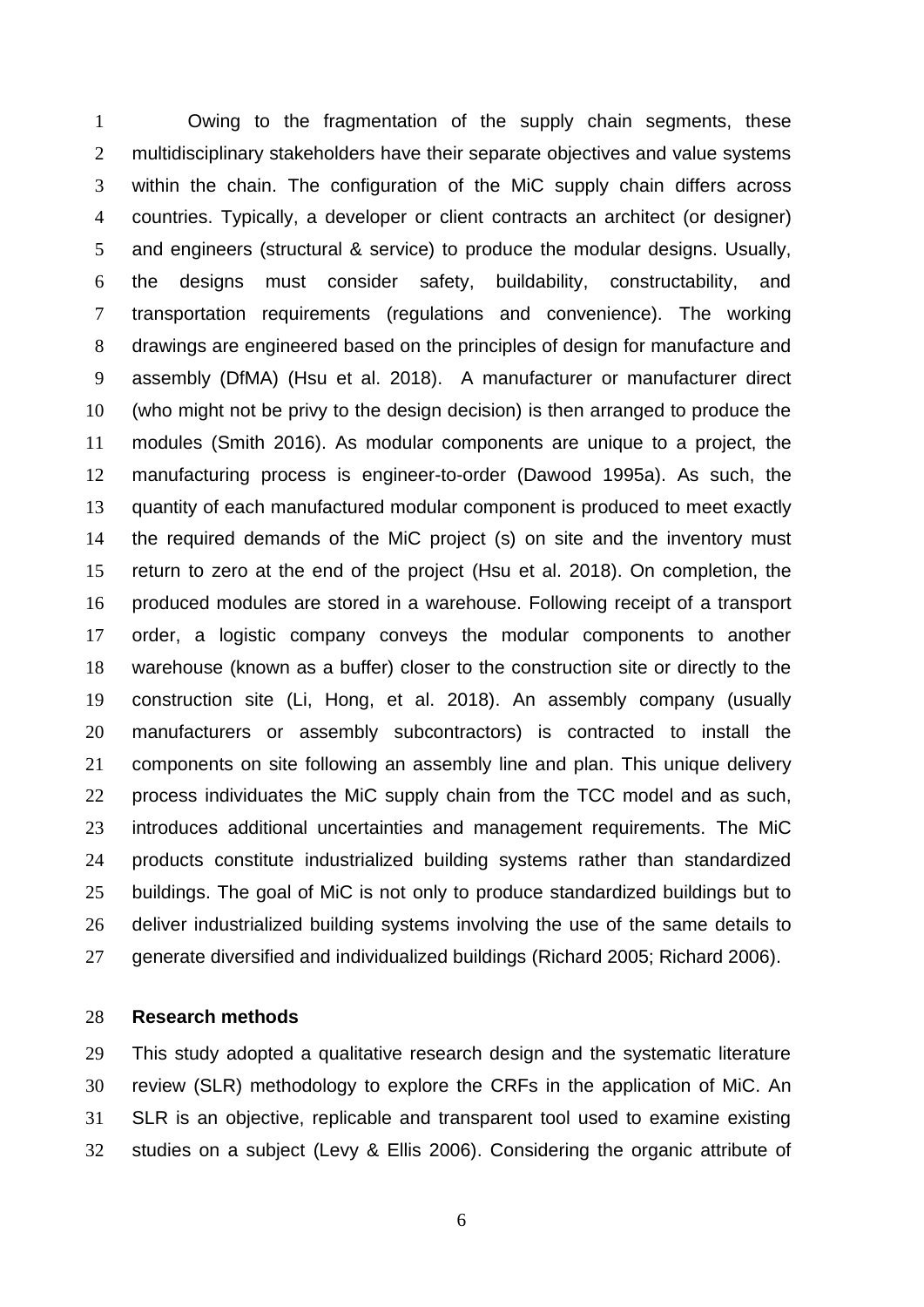Owing to the fragmentation of the supply chain segments, these multidisciplinary stakeholders have their separate objectives and value systems within the chain. The configuration of the MiC supply chain differs across countries. Typically, a developer or client contracts an architect (or designer) and engineers (structural & service) to produce the modular designs. Usually, the designs must consider safety, buildability, constructability, and transportation requirements (regulations and convenience). The working drawings are engineered based on the principles of design for manufacture and assembly (DfMA) (Hsu et al. 2018). A manufacturer or manufacturer direct (who might not be privy to the design decision) is then arranged to produce the modules (Smith 2016). As modular components are unique to a project, the manufacturing process is engineer-to-order (Dawood 1995a). As such, the quantity of each manufactured modular component is produced to meet exactly the required demands of the MiC project (s) on site and the inventory must return to zero at the end of the project (Hsu et al. 2018). On completion, the produced modules are stored in a warehouse. Following receipt of a transport order, a logistic company conveys the modular components to another warehouse (known as a buffer) closer to the construction site or directly to the construction site (Li, Hong, et al. 2018). An assembly company (usually manufacturers or assembly subcontractors) is contracted to install the components on site following an assembly line and plan. This unique delivery process individuates the MiC supply chain from the TCC model and as such, introduces additional uncertainties and management requirements. The MiC products constitute industrialized building systems rather than standardized buildings. The goal of MiC is not only to produce standardized buildings but to deliver industrialized building systems involving the use of the same details to generate diversified and individualized buildings (Richard 2005; Richard 2006).

## Research methods

This study adopted a qualitative research design and the systematic literature review (SLR) methodology to explore the CRFs in the application of MiC. An SLR is an objective, replicable and transparent tool used to examine existing studies on a subject (Levy & Ellis 2006). Considering the organic attribute of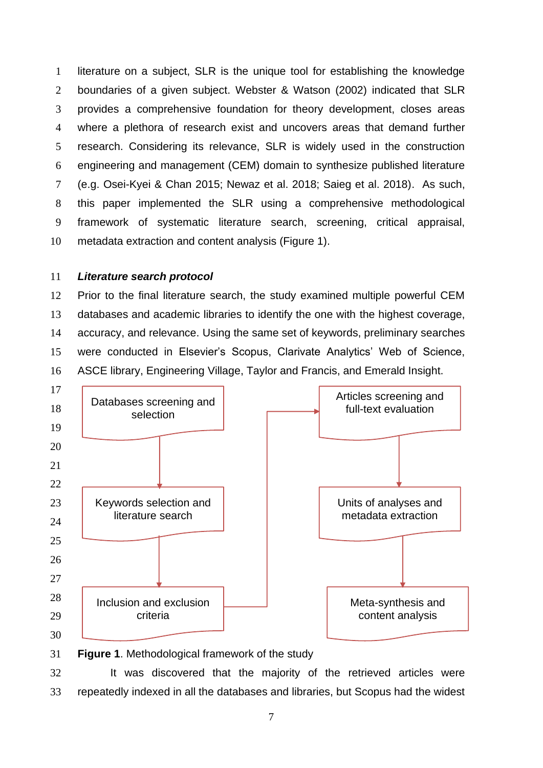literature on a subject, SLR is the unique tool for establishing the knowledge boundaries of a given subject. Webster & Watson (2002) indicated that SLR provides a comprehensive foundation for theory development, closes areas where a plethora of research exist and uncovers areas that demand further research. Considering its relevance, SLR is widely used in the construction engineering and management (CEM) domain to synthesize published literature (e.g. Osei-Kyei & Chan 2015; Newaz et al. 2018; Saieg et al. 2018). As such, this paper implemented the SLR using a comprehensive methodological framework of systematic literature search, screening, critical appraisal, metadata extraction and content analysis (Figure 1).

### *Literature search protocol*

Prior to the final literature search, the study examined multiple powerful CEM databases and academic libraries to identify the one with the highest coverage, accuracy, and relevance. Using the same set of keywords, preliminary searches were conducted in Elsevier's Scopus, Clarivate Analytics' Web of Science, ASCE library, Engineering Village, Taylor and Francis, and Emerald Insight.

Databases screening and selection → Keywords selection and literature search → Inclusion and exclusion criteria → Articles screening and full-text evaluation → Units of analyses and metadata extraction → Meta-synthesis and content analysis

**Figure 1**. Methodological framework of the study

It was discovered that the majority of the retrieved articles were repeatedly indexed in all the databases and libraries, but Scopus had the widest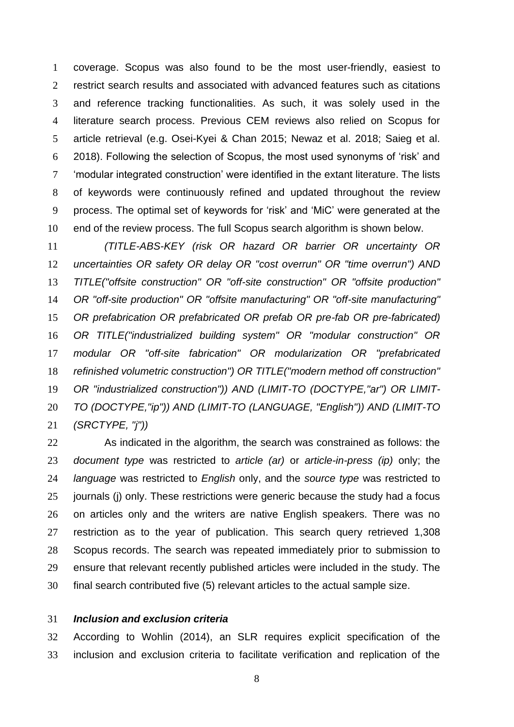coverage. Scopus was also found to be the most user-friendly, easiest to restrict search results and associated with advanced features such as citations and reference tracking functionalities. As such, it was solely used in the literature search process. Previous CEM reviews also relied on Scopus for article retrieval (e.g. Osei-Kyei & Chan 2015; Newaz et al. 2018; Saieg et al. 2018). Following the selection of Scopus, the most used synonyms of 'risk' and 'modular integrated construction' were identified in the extant literature. The lists of keywords were continuously refined and updated throughout the review process. The optimal set of keywords for 'risk' and 'MiC' were generated at the end of the review process. The full Scopus search algorithm is shown below.

*(TITLE-ABS-KEY (risk OR hazard OR barrier OR uncertainty OR uncertainties OR safety OR delay OR "cost overrun" OR "time overrun") AND TITLE("offsite construction" OR "off-site construction" OR "offsite production" OR "off-site production" OR "offsite manufacturing" OR "off-site manufacturing" OR prefabrication OR prefabricated OR prefab OR pre-fab OR pre-fabricated) OR TITLE("industrialized building system" OR "modular construction" OR modular OR "off-site fabrication" OR modularization OR "prefabricated refinished volumetric construction") OR TITLE("modern method off construction" OR "industrialized construction")) AND (LIMIT-TO (DOCTYPE,"ar") OR LIMIT-TO (DOCTYPE,"ip")) AND (LIMIT-TO (LANGUAGE, "English")) AND (LIMIT-TO (SRCTYPE, "j"))*

As indicated in the algorithm, the search was constrained as follows: the *document type* was restricted to *article (ar)* or *article-in-press (ip)* only; the *language* was restricted to *English* only, and the *source type* was restricted to journals (j) only. These restrictions were generic because the study had a focus on articles only and the writers are native English speakers. There was no restriction as to the year of publication. This search query retrieved 1,308 Scopus records. The search was repeated immediately prior to submission to ensure that relevant recently published articles were included in the study. The final search contributed five (5) relevant articles to the actual sample size.

### *Inclusion and exclusion criteria*

According to Wohlin (2014), an SLR requires explicit specification of the inclusion and exclusion criteria to facilitate verification and replication of the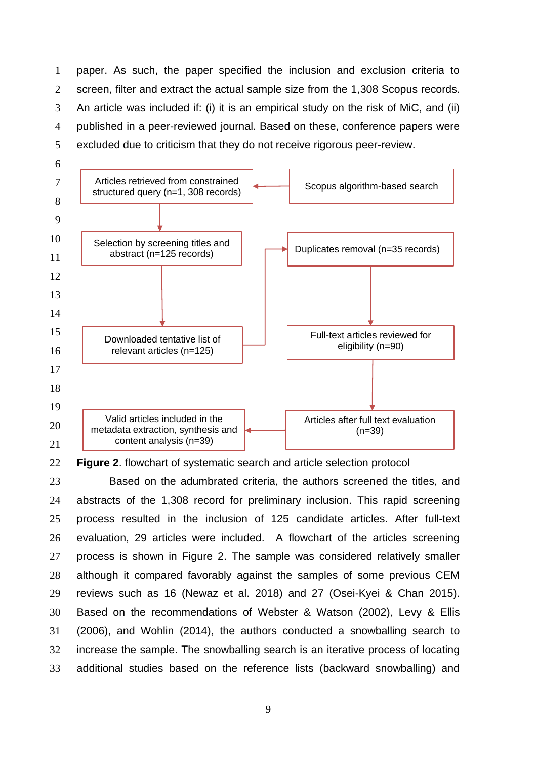paper. As such, the paper specified the inclusion and exclusion criteria to screen, filter and extract the actual sample size from the 1,308 Scopus records. An article was included if: (i) it is an empirical study on the risk of MiC, and (ii) published in a peer-reviewed journal. Based on these, conference papers were excluded due to criticism that they do not receive rigorous peer-review.

Scopus algorithm-based search → Articles retrieved from constrained structured query (n=1, 308 records)

Articles retrieved from constrained structured query (n=1, 308 records) → Selection by screening titles and abstract (n=125 records)

Selection by screening titles and abstract (n=125 records) → Downloaded tentative list of relevant articles (n=125)

Downloaded tentative list of relevant articles (n=125) → Duplicates removal (n=35 records)

Duplicates removal (n=35 records) → Full-text articles reviewed for eligibility (n=90)

Full-text articles reviewed for eligibility (n=90) → Articles after full text evaluation (n=39)

Articles after full text evaluation (n=39) → Valid articles included in the metadata extraction, synthesis and content analysis (n=39)

**Figure 2**. flowchart of systematic search and article selection protocol

Based on the adumbrated criteria, the authors screened the titles, and abstracts of the 1,308 record for preliminary inclusion. This rapid screening process resulted in the inclusion of 125 candidate articles. After full-text evaluation, 29 articles were included. A flowchart of the articles screening process is shown in Figure 2. The sample was considered relatively smaller although it compared favorably against the samples of some previous CEM reviews such as 16 (Newaz et al. 2018) and 27 (Osei-Kyei & Chan 2015). Based on the recommendations of Webster & Watson (2002), Levy & Ellis (2006), and Wohlin (2014), the authors conducted a snowballing search to increase the sample. The snowballing search is an iterative process of locating additional studies based on the reference lists (backward snowballing) and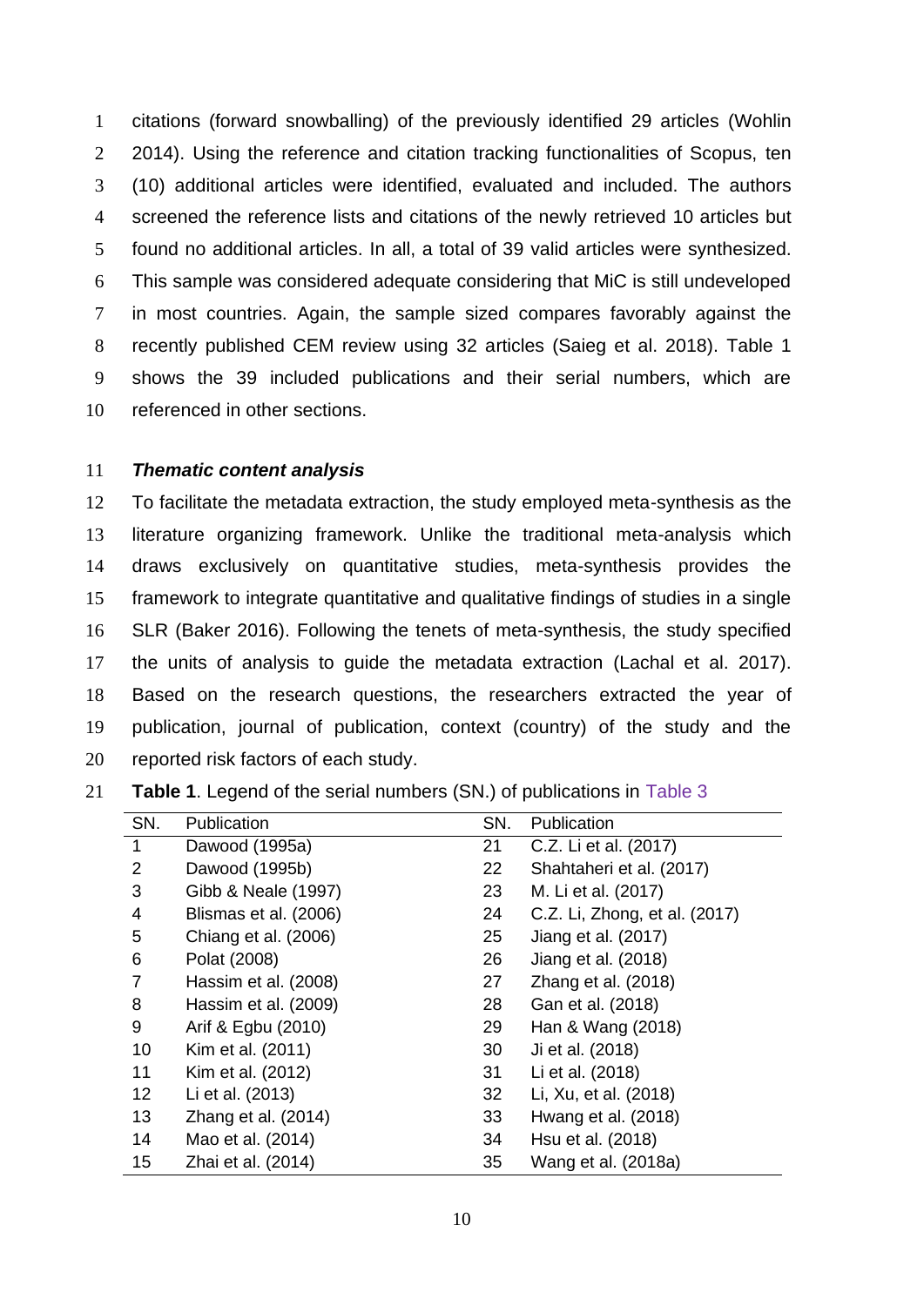citations (forward snowballing) of the previously identified 29 articles (Wohlin 2014). Using the reference and citation tracking functionalities of Scopus, ten (10) additional articles were identified, evaluated and included. The authors screened the reference lists and citations of the newly retrieved 10 articles but found no additional articles. In all, a total of 39 valid articles were synthesized. This sample was considered adequate considering that MiC is still undeveloped in most countries. Again, the sample sized compares favorably against the recently published CEM review using 32 articles (Saieg et al. 2018). Table 1 shows the 39 included publications and their serial numbers, which are referenced in other sections.

### *Thematic content analysis*

To facilitate the metadata extraction, the study employed meta-synthesis as the literature organizing framework. Unlike the traditional meta-analysis which draws exclusively on quantitative studies, meta-synthesis provides the framework to integrate quantitative and qualitative findings of studies in a single SLR (Baker 2016). Following the tenets of meta-synthesis, the study specified the units of analysis to guide the metadata extraction (Lachal et al. 2017). Based on the research questions, the researchers extracted the year of publication, journal of publication, context (country) of the study and the reported risk factors of each study.

**Table 1**. Legend of the serial numbers (SN.) of publications in Table 3

| SN. | Publication | SN. | Publication |
|---|---|---|---|
| 1 | Dawood (1995a) | 21 | C.Z. Li et al. (2017) |
| 2 | Dawood (1995b) | 22 | Shahtaheri et al. (2017) |
| 3 | Gibb & Neale (1997) | 23 | M. Li et al. (2017) |
| 4 | Blismas et al. (2006) | 24 | C.Z. Li, Zhong, et al. (2017) |
| 5 | Chiang et al. (2006) | 25 | Jiang et al. (2017) |
| 6 | Polat (2008) | 26 | Jiang et al. (2018) |
| 7 | Hassim et al. (2008) | 27 | Zhang et al. (2018) |
| 8 | Hassim et al. (2009) | 28 | Gan et al. (2018) |
| 9 | Arif & Egbu (2010) | 29 | Han & Wang (2018) |
| 10 | Kim et al. (2011) | 30 | Ji et al. (2018) |
| 11 | Kim et al. (2012) | 31 | Li et al. (2018) |
| 12 | Li et al. (2013) | 32 | Li, Xu, et al. (2018) |
| 13 | Zhang et al. (2014) | 33 | Hwang et al. (2018) |
| 14 | Mao et al. (2014) | 34 | Hsu et al. (2018) |
| 15 | Zhai et al. (2014) | 35 | Wang et al. (2018a) |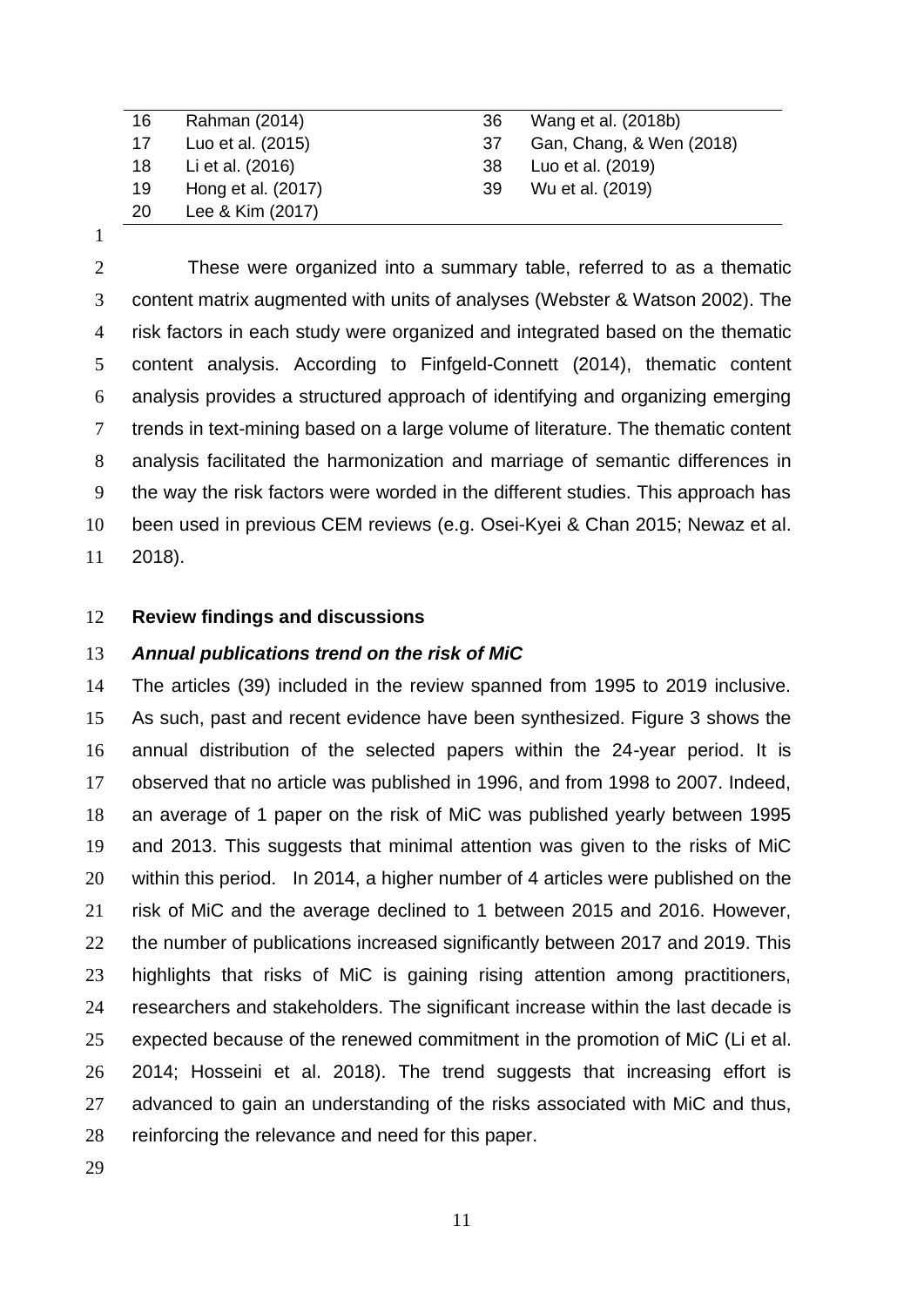| | | | |
|---|---|---|---|
| 16 | Rahman (2014) | 36 | Wang et al. (2018b) |
| 17 | Luo et al. (2015) | 37 | Gan, Chang, & Wen (2018) |
| 18 | Li et al. (2016) | 38 | Luo et al. (2019) |
| 19 | Hong et al. (2017) | 39 | Wu et al. (2019) |
| 20 | Lee & Kim (2017) | | |

These were organized into a summary table, referred to as a thematic content matrix augmented with units of analyses (Webster & Watson 2002). The risk factors in each study were organized and integrated based on the thematic content analysis. According to Finfgeld-Connett (2014), thematic content analysis provides a structured approach of identifying and organizing emerging trends in text-mining based on a large volume of literature. The thematic content analysis facilitated the harmonization and marriage of semantic differences in the way the risk factors were worded in the different studies. This approach has been used in previous CEM reviews (e.g. Osei-Kyei & Chan 2015; Newaz et al. 2018).

## Review findings and discussions

### *Annual publications trend on the risk of MiC*

The articles (39) included in the review spanned from 1995 to 2019 inclusive. As such, past and recent evidence have been synthesized. Figure 3 shows the annual distribution of the selected papers within the 24-year period. It is observed that no article was published in 1996, and from 1998 to 2007. Indeed, an average of 1 paper on the risk of MiC was published yearly between 1995 and 2013. This suggests that minimal attention was given to the risks of MiC within this period. In 2014, a higher number of 4 articles were published on the risk of MiC and the average declined to 1 between 2015 and 2016. However, the number of publications increased significantly between 2017 and 2019. This highlights that risks of MiC is gaining rising attention among practitioners, researchers and stakeholders. The significant increase within the last decade is expected because of the renewed commitment in the promotion of MiC (Li et al. 2014; Hosseini et al. 2018). The trend suggests that increasing effort is advanced to gain an understanding of the risks associated with MiC and thus, reinforcing the relevance and need for this paper.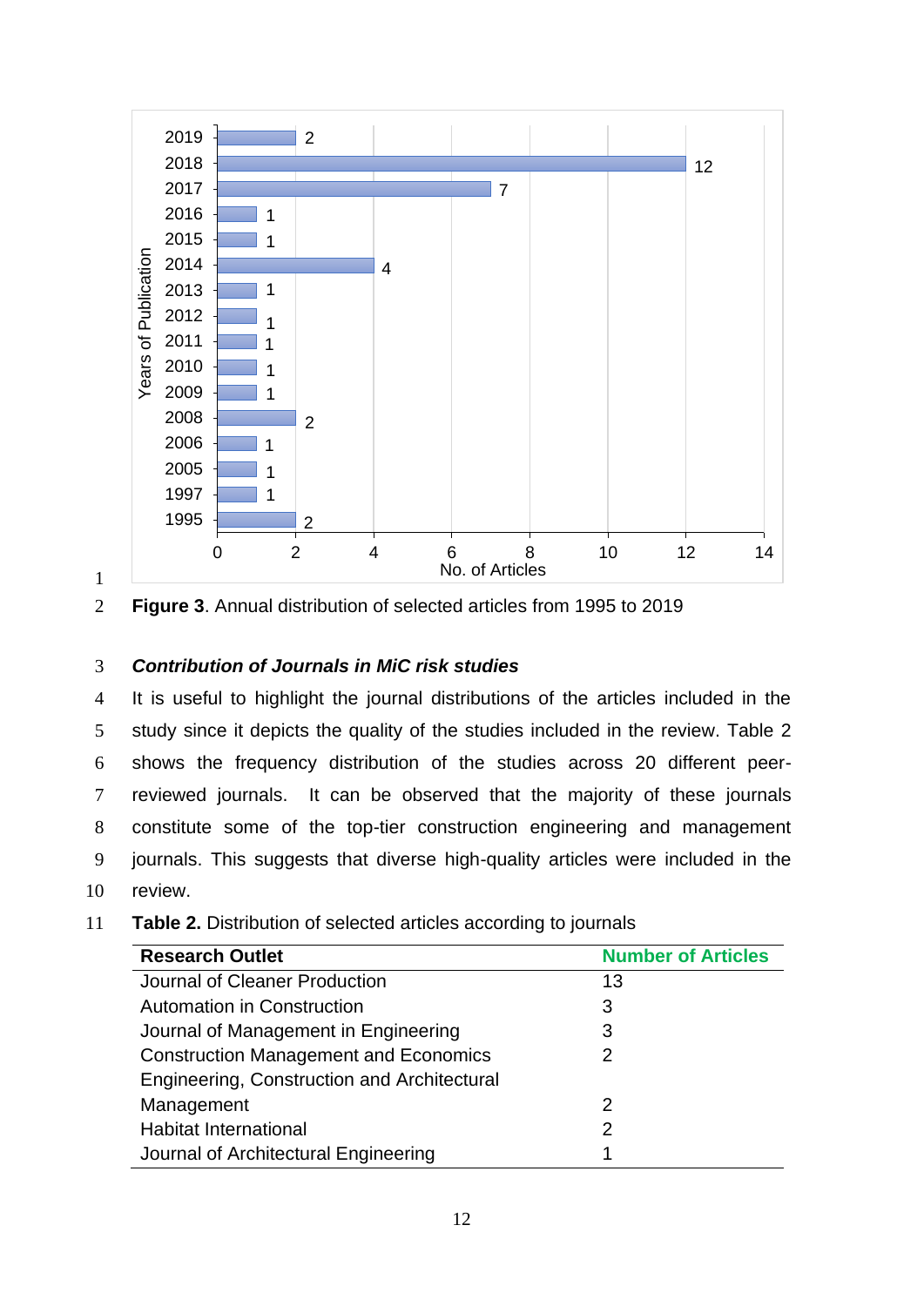**Figure 3**. Annual distribution of selected articles from 1995 to 2019

### *Contribution of Journals in MiC risk studies*

It is useful to highlight the journal distributions of the articles included in the study since it depicts the quality of the studies included in the review. Table 2 shows the frequency distribution of the studies across 20 different peer-reviewed journals. It can be observed that the majority of these journals constitute some of the top-tier construction engineering and management journals. This suggests that diverse high-quality articles were included in the review.

**Table 2.** Distribution of selected articles according to journals

| Research Outlet | Number of Articles |
|---|---|
| Journal of Cleaner Production | 13 |
| Automation in Construction | 3 |
| Journal of Management in Engineering | 3 |
| Construction Management and Economics | 2 |
| Engineering, Construction and Architectural Management | 2 |
| Habitat International | 2 |
| Journal of Architectural Engineering | 1 |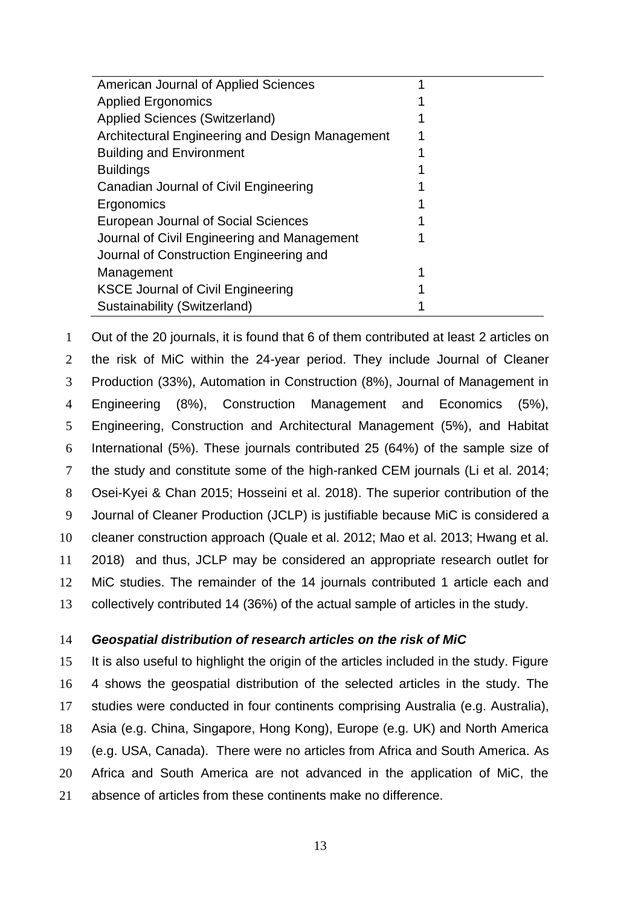| | |
|---|---|
| American Journal of Applied Sciences | 1 |
| Applied Ergonomics | 1 |
| Applied Sciences (Switzerland) | 1 |
| Architectural Engineering and Design Management | 1 |
| Building and Environment | 1 |
| Buildings | 1 |
| Canadian Journal of Civil Engineering | 1 |
| Ergonomics | 1 |
| European Journal of Social Sciences | 1 |
| Journal of Civil Engineering and Management | 1 |
| Journal of Construction Engineering and Management | 1 |
| KSCE Journal of Civil Engineering | 1 |
| Sustainability (Switzerland) | 1 |

Out of the 20 journals, it is found that 6 of them contributed at least 2 articles on the risk of MiC within the 24-year period. They include Journal of Cleaner Production (33%), Automation in Construction (8%), Journal of Management in Engineering (8%), Construction Management and Economics (5%), Engineering, Construction and Architectural Management (5%), and Habitat International (5%). These journals contributed 25 (64%) of the sample size of the study and constitute some of the high-ranked CEM journals (Li et al. 2014; Osei-Kyei & Chan 2015; Hosseini et al. 2018). The superior contribution of the Journal of Cleaner Production (JCLP) is justifiable because MiC is considered a cleaner construction approach (Quale et al. 2012; Mao et al. 2013; Hwang et al. 2018) and thus, JCLP may be considered an appropriate research outlet for MiC studies. The remainder of the 14 journals contributed 1 article each and collectively contributed 14 (36%) of the actual sample of articles in the study.

***Geospatial distribution of research articles on the risk of MiC***

It is also useful to highlight the origin of the articles included in the study. Figure 4 shows the geospatial distribution of the selected articles in the study. The studies were conducted in four continents comprising Australia (e.g. Australia), Asia (e.g. China, Singapore, Hong Kong), Europe (e.g. UK) and North America (e.g. USA, Canada). There were no articles from Africa and South America. As Africa and South America are not advanced in the application of MiC, the absence of articles from these continents make no difference.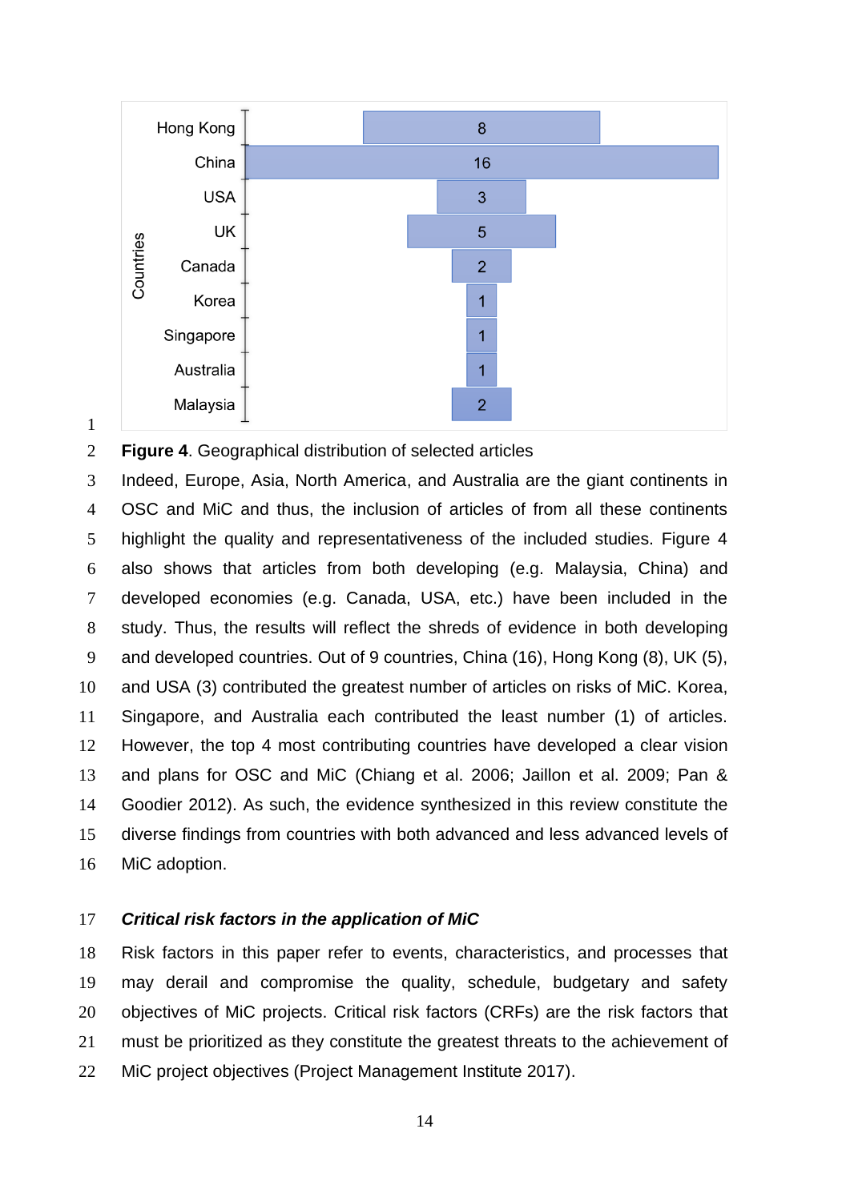| Countries | Number of articles |
|---|---|
| Hong Kong | 8 |
| China | 16 |
| USA | 3 |
| UK | 5 |
| Canada | 2 |
| Korea | 1 |
| Singapore | 1 |
| Australia | 1 |
| Malaysia | 2 |

**Figure 4**. Geographical distribution of selected articles

Indeed, Europe, Asia, North America, and Australia are the giant continents in OSC and MiC and thus, the inclusion of articles of from all these continents highlight the quality and representativeness of the included studies. Figure 4 also shows that articles from both developing (e.g. Malaysia, China) and developed economies (e.g. Canada, USA, etc.) have been included in the study. Thus, the results will reflect the shreds of evidence in both developing and developed countries. Out of 9 countries, China (16), Hong Kong (8), UK (5), and USA (3) contributed the greatest number of articles on risks of MiC. Korea, Singapore, and Australia each contributed the least number (1) of articles. However, the top 4 most contributing countries have developed a clear vision and plans for OSC and MiC (Chiang et al. 2006; Jaillon et al. 2009; Pan & Goodier 2012). As such, the evidence synthesized in this review constitute the diverse findings from countries with both advanced and less advanced levels of MiC adoption.

### *Critical risk factors in the application of MiC*

Risk factors in this paper refer to events, characteristics, and processes that may derail and compromise the quality, schedule, budgetary and safety objectives of MiC projects. Critical risk factors (CRFs) are the risk factors that must be prioritized as they constitute the greatest threats to the achievement of MiC project objectives (Project Management Institute 2017).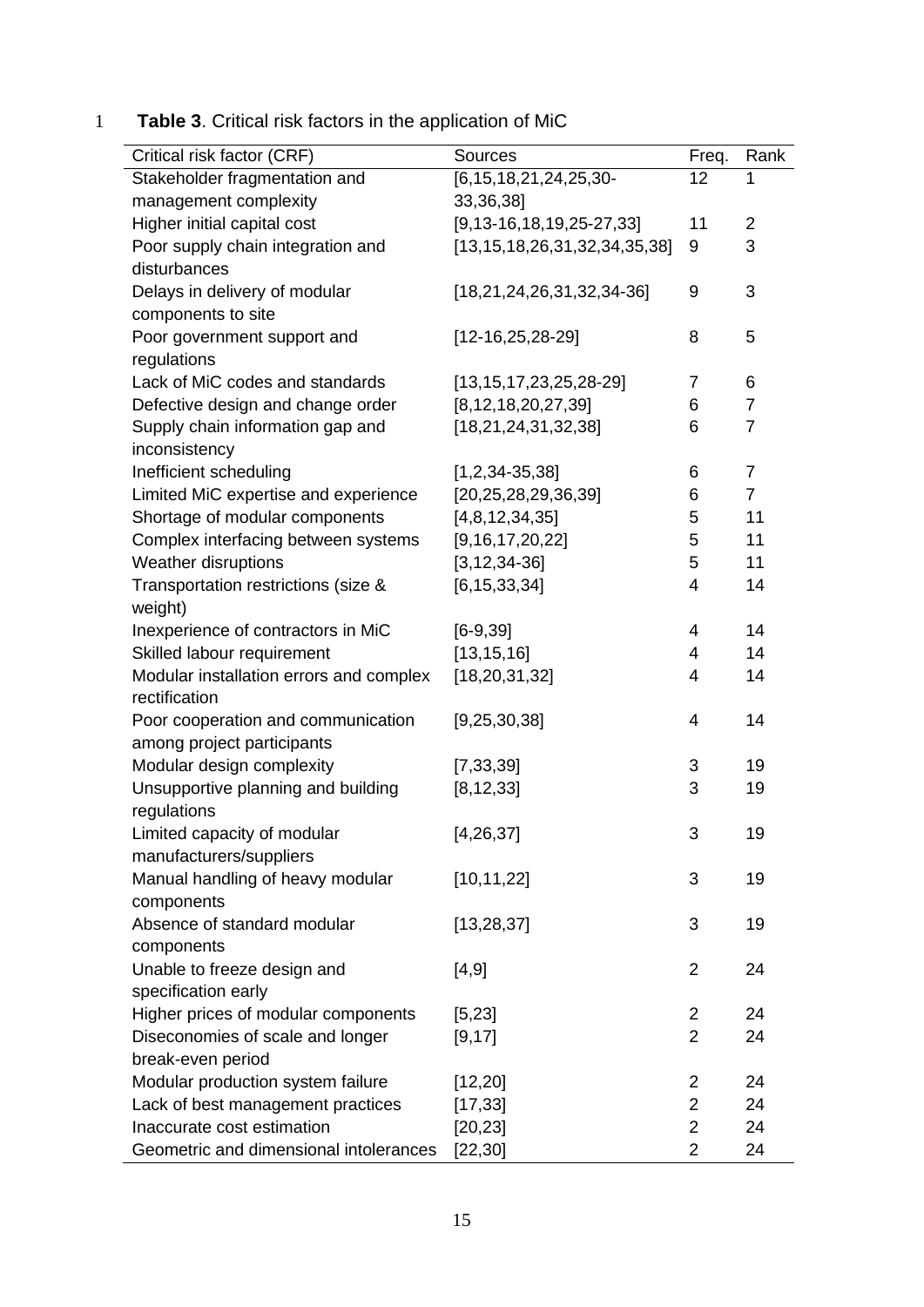**Table 3**. Critical risk factors in the application of MiC

| Critical risk factor (CRF) | Sources | Freq. | Rank |
|---|---|---|---|
| Stakeholder fragmentation and management complexity | [6,15,18,21,24,25,30-33,36,38] | 12 | 1 |
| Higher initial capital cost | [9,13-16,18,19,25-27,33] | 11 | 2 |
| Poor supply chain integration and disturbances | [13,15,18,26,31,32,34,35,38] | 9 | 3 |
| Delays in delivery of modular components to site | [18,21,24,26,31,32,34-36] | 9 | 3 |
| Poor government support and regulations | [12-16,25,28-29] | 8 | 5 |
| Lack of MiC codes and standards | [13,15,17,23,25,28-29] | 7 | 6 |
| Defective design and change order | [8,12,18,20,27,39] | 6 | 7 |
| Supply chain information gap and inconsistency | [18,21,24,31,32,38] | 6 | 7 |
| Inefficient scheduling | [1,2,34-35,38] | 6 | 7 |
| Limited MiC expertise and experience | [20,25,28,29,36,39] | 6 | 7 |
| Shortage of modular components | [4,8,12,34,35] | 5 | 11 |
| Complex interfacing between systems | [9,16,17,20,22] | 5 | 11 |
| Weather disruptions | [3,12,34-36] | 5 | 11 |
| Transportation restrictions (size & weight) | [6,15,33,34] | 4 | 14 |
| Inexperience of contractors in MiC | [6-9,39] | 4 | 14 |
| Skilled labour requirement | [13,15,16] | 4 | 14 |
| Modular installation errors and complex rectification | [18,20,31,32] | 4 | 14 |
| Poor cooperation and communication among project participants | [9,25,30,38] | 4 | 14 |
| Modular design complexity | [7,33,39] | 3 | 19 |
| Unsupportive planning and building regulations | [8,12,33] | 3 | 19 |
| Limited capacity of modular manufacturers/suppliers | [4,26,37] | 3 | 19 |
| Manual handling of heavy modular components | [10,11,22] | 3 | 19 |
| Absence of standard modular components | [13,28,37] | 3 | 19 |
| Unable to freeze design and specification early | [4,9] | 2 | 24 |
| Higher prices of modular components | [5,23] | 2 | 24 |
| Diseconomies of scale and longer break-even period | [9,17] | 2 | 24 |
| Modular production system failure | [12,20] | 2 | 24 |
| Lack of best management practices | [17,33] | 2 | 24 |
| Inaccurate cost estimation | [20,23] | 2 | 24 |
| Geometric and dimensional intolerances | [22,30] | 2 | 24 |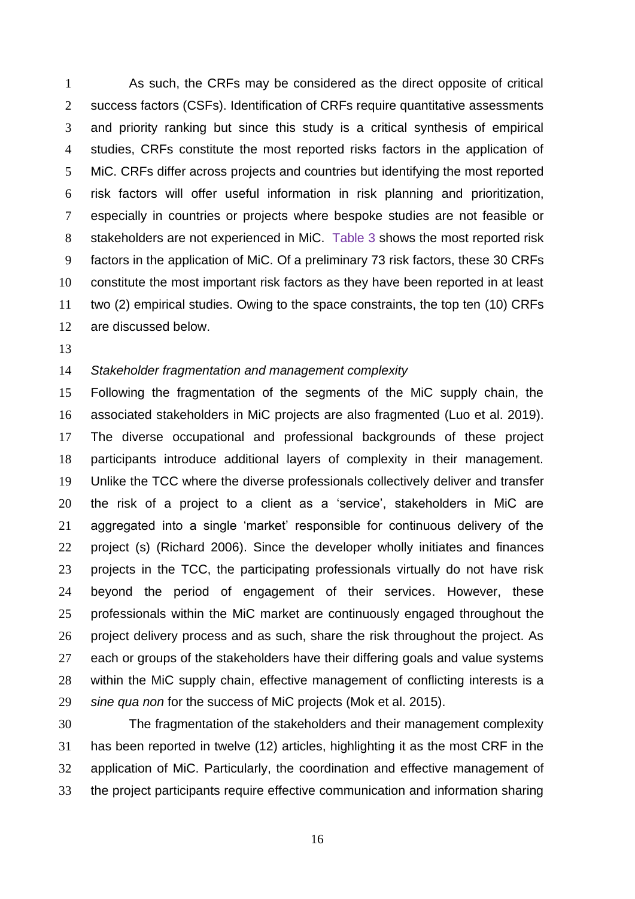As such, the CRFs may be considered as the direct opposite of critical success factors (CSFs). Identification of CRFs require quantitative assessments and priority ranking but since this study is a critical synthesis of empirical studies, CRFs constitute the most reported risks factors in the application of MiC. CRFs differ across projects and countries but identifying the most reported risk factors will offer useful information in risk planning and prioritization, especially in countries or projects where bespoke studies are not feasible or stakeholders are not experienced in MiC. Table 3 shows the most reported risk factors in the application of MiC. Of a preliminary 73 risk factors, these 30 CRFs constitute the most important risk factors as they have been reported in at least two (2) empirical studies. Owing to the space constraints, the top ten (10) CRFs are discussed below.

*Stakeholder fragmentation and management complexity*

Following the fragmentation of the segments of the MiC supply chain, the associated stakeholders in MiC projects are also fragmented (Luo et al. 2019). The diverse occupational and professional backgrounds of these project participants introduce additional layers of complexity in their management. Unlike the TCC where the diverse professionals collectively deliver and transfer the risk of a project to a client as a 'service', stakeholders in MiC are aggregated into a single 'market' responsible for continuous delivery of the project (s) (Richard 2006). Since the developer wholly initiates and finances projects in the TCC, the participating professionals virtually do not have risk beyond the period of engagement of their services. However, these professionals within the MiC market are continuously engaged throughout the project delivery process and as such, share the risk throughout the project. As each or groups of the stakeholders have their differing goals and value systems within the MiC supply chain, effective management of conflicting interests is a *sine qua non* for the success of MiC projects (Mok et al. 2015).

The fragmentation of the stakeholders and their management complexity has been reported in twelve (12) articles, highlighting it as the most CRF in the application of MiC. Particularly, the coordination and effective management of the project participants require effective communication and information sharing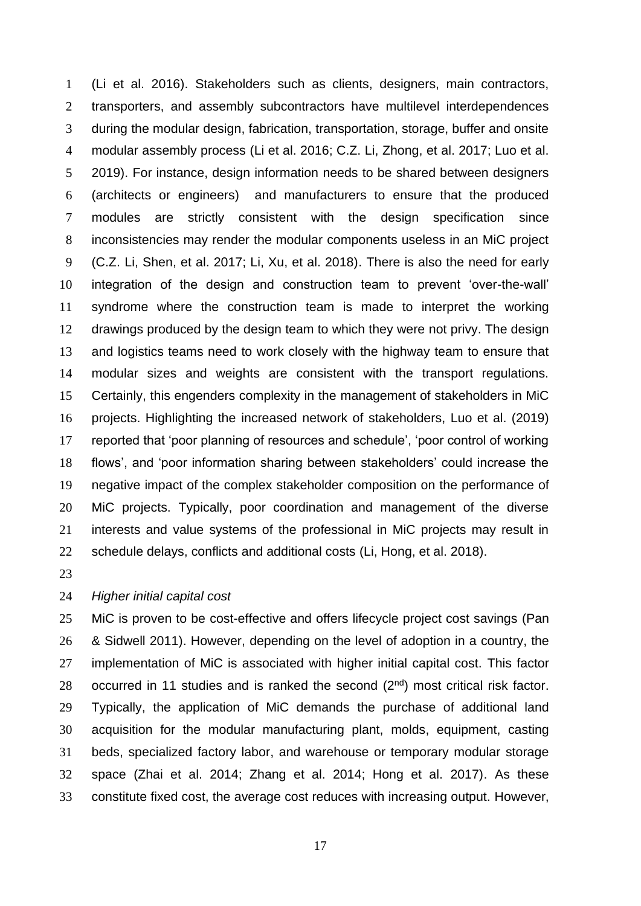(Li et al. 2016). Stakeholders such as clients, designers, main contractors, transporters, and assembly subcontractors have multilevel interdependences during the modular design, fabrication, transportation, storage, buffer and onsite modular assembly process (Li et al. 2016; C.Z. Li, Zhong, et al. 2017; Luo et al. 2019). For instance, design information needs to be shared between designers (architects or engineers) and manufacturers to ensure that the produced modules are strictly consistent with the design specification since inconsistencies may render the modular components useless in an MiC project (C.Z. Li, Shen, et al. 2017; Li, Xu, et al. 2018). There is also the need for early integration of the design and construction team to prevent 'over-the-wall' syndrome where the construction team is made to interpret the working drawings produced by the design team to which they were not privy. The design and logistics teams need to work closely with the highway team to ensure that modular sizes and weights are consistent with the transport regulations. Certainly, this engenders complexity in the management of stakeholders in MiC projects. Highlighting the increased network of stakeholders, Luo et al. (2019) reported that 'poor planning of resources and schedule', 'poor control of working flows', and 'poor information sharing between stakeholders' could increase the negative impact of the complex stakeholder composition on the performance of MiC projects. Typically, poor coordination and management of the diverse interests and value systems of the professional in MiC projects may result in schedule delays, conflicts and additional costs (Li, Hong, et al. 2018).

*Higher initial capital cost*

MiC is proven to be cost-effective and offers lifecycle project cost savings (Pan & Sidwell 2011). However, depending on the level of adoption in a country, the implementation of MiC is associated with higher initial capital cost. This factor occurred in 11 studies and is ranked the second (2nd) most critical risk factor. Typically, the application of MiC demands the purchase of additional land acquisition for the modular manufacturing plant, molds, equipment, casting beds, specialized factory labor, and warehouse or temporary modular storage space (Zhai et al. 2014; Zhang et al. 2014; Hong et al. 2017). As these constitute fixed cost, the average cost reduces with increasing output. However,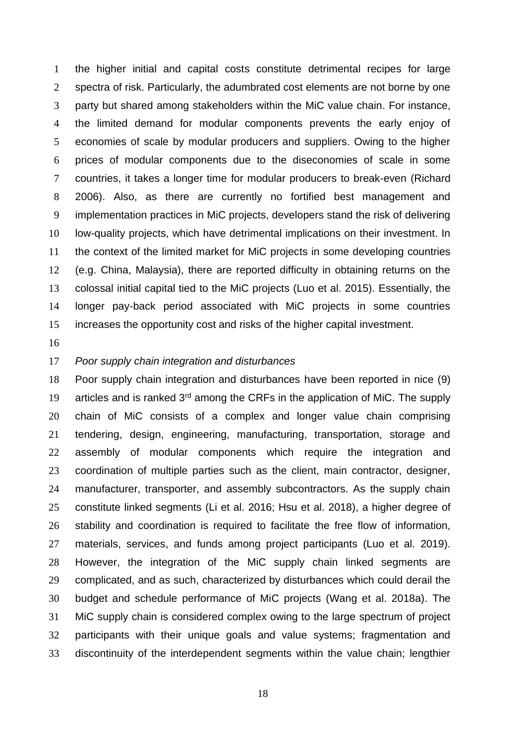the higher initial and capital costs constitute detrimental recipes for large spectra of risk. Particularly, the adumbrated cost elements are not borne by one party but shared among stakeholders within the MiC value chain. For instance, the limited demand for modular components prevents the early enjoy of economies of scale by modular producers and suppliers. Owing to the higher prices of modular components due to the diseconomies of scale in some countries, it takes a longer time for modular producers to break-even (Richard 2006). Also, as there are currently no fortified best management and implementation practices in MiC projects, developers stand the risk of delivering low-quality projects, which have detrimental implications on their investment. In the context of the limited market for MiC projects in some developing countries (e.g. China, Malaysia), there are reported difficulty in obtaining returns on the colossal initial capital tied to the MiC projects (Luo et al. 2015). Essentially, the longer pay-back period associated with MiC projects in some countries increases the opportunity cost and risks of the higher capital investment.

*Poor supply chain integration and disturbances*

Poor supply chain integration and disturbances have been reported in nice (9) articles and is ranked 3rd among the CRFs in the application of MiC. The supply chain of MiC consists of a complex and longer value chain comprising tendering, design, engineering, manufacturing, transportation, storage and assembly of modular components which require the integration and coordination of multiple parties such as the client, main contractor, designer, manufacturer, transporter, and assembly subcontractors. As the supply chain constitute linked segments (Li et al. 2016; Hsu et al. 2018), a higher degree of stability and coordination is required to facilitate the free flow of information, materials, services, and funds among project participants (Luo et al. 2019). However, the integration of the MiC supply chain linked segments are complicated, and as such, characterized by disturbances which could derail the budget and schedule performance of MiC projects (Wang et al. 2018a). The MiC supply chain is considered complex owing to the large spectrum of project participants with their unique goals and value systems; fragmentation and discontinuity of the interdependent segments within the value chain; lengthier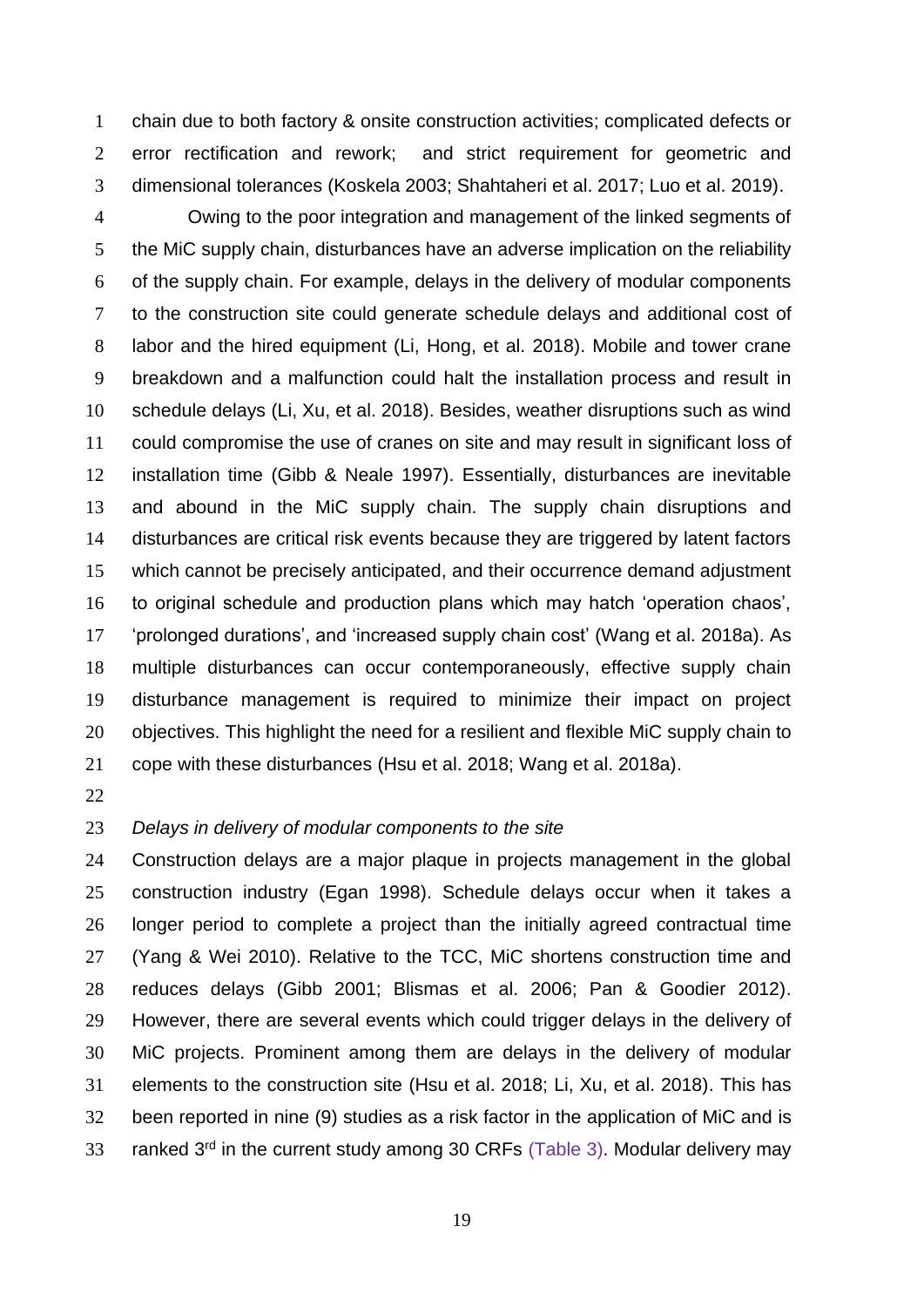chain due to both factory & onsite construction activities; complicated defects or error rectification and rework; and strict requirement for geometric and dimensional tolerances (Koskela 2003; Shahtaheri et al. 2017; Luo et al. 2019).

Owing to the poor integration and management of the linked segments of the MiC supply chain, disturbances have an adverse implication on the reliability of the supply chain. For example, delays in the delivery of modular components to the construction site could generate schedule delays and additional cost of labor and the hired equipment (Li, Hong, et al. 2018). Mobile and tower crane breakdown and a malfunction could halt the installation process and result in schedule delays (Li, Xu, et al. 2018). Besides, weather disruptions such as wind could compromise the use of cranes on site and may result in significant loss of installation time (Gibb & Neale 1997). Essentially, disturbances are inevitable and abound in the MiC supply chain. The supply chain disruptions and disturbances are critical risk events because they are triggered by latent factors which cannot be precisely anticipated, and their occurrence demand adjustment to original schedule and production plans which may hatch 'operation chaos', 'prolonged durations', and 'increased supply chain cost' (Wang et al. 2018a). As multiple disturbances can occur contemporaneously, effective supply chain disturbance management is required to minimize their impact on project objectives. This highlight the need for a resilient and flexible MiC supply chain to cope with these disturbances (Hsu et al. 2018; Wang et al. 2018a).

*Delays in delivery of modular components to the site*

Construction delays are a major plaque in projects management in the global construction industry (Egan 1998). Schedule delays occur when it takes a longer period to complete a project than the initially agreed contractual time (Yang & Wei 2010). Relative to the TCC, MiC shortens construction time and reduces delays (Gibb 2001; Blismas et al. 2006; Pan & Goodier 2012). However, there are several events which could trigger delays in the delivery of MiC projects. Prominent among them are delays in the delivery of modular elements to the construction site (Hsu et al. 2018; Li, Xu, et al. 2018). This has been reported in nine (9) studies as a risk factor in the application of MiC and is ranked 3rd in the current study among 30 CRFs (Table 3). Modular delivery may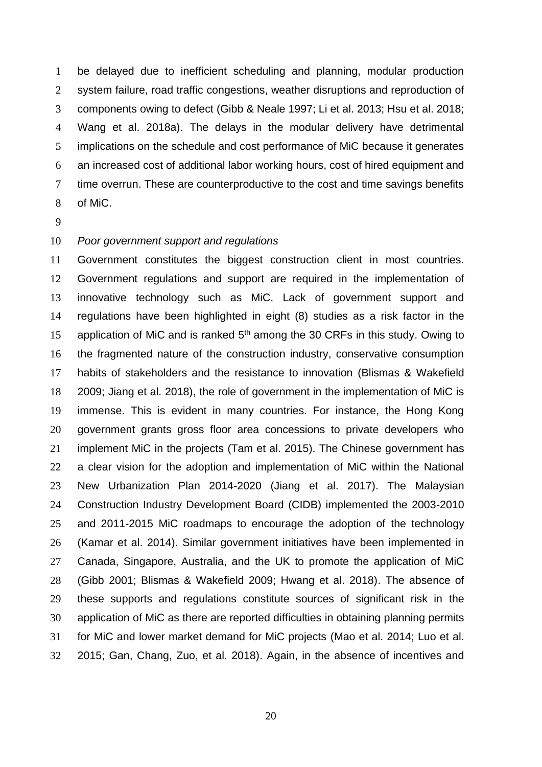be delayed due to inefficient scheduling and planning, modular production system failure, road traffic congestions, weather disruptions and reproduction of components owing to defect (Gibb & Neale 1997; Li et al. 2013; Hsu et al. 2018; Wang et al. 2018a). The delays in the modular delivery have detrimental implications on the schedule and cost performance of MiC because it generates an increased cost of additional labor working hours, cost of hired equipment and time overrun. These are counterproductive to the cost and time savings benefits of MiC.

*Poor government support and regulations*

Government constitutes the biggest construction client in most countries. Government regulations and support are required in the implementation of innovative technology such as MiC. Lack of government support and regulations have been highlighted in eight (8) studies as a risk factor in the application of MiC and is ranked 5th among the 30 CRFs in this study. Owing to the fragmented nature of the construction industry, conservative consumption habits of stakeholders and the resistance to innovation (Blismas & Wakefield 2009; Jiang et al. 2018), the role of government in the implementation of MiC is immense. This is evident in many countries. For instance, the Hong Kong government grants gross floor area concessions to private developers who implement MiC in the projects (Tam et al. 2015). The Chinese government has a clear vision for the adoption and implementation of MiC within the National New Urbanization Plan 2014-2020 (Jiang et al. 2017). The Malaysian Construction Industry Development Board (CIDB) implemented the 2003-2010 and 2011-2015 MiC roadmaps to encourage the adoption of the technology (Kamar et al. 2014). Similar government initiatives have been implemented in Canada, Singapore, Australia, and the UK to promote the application of MiC (Gibb 2001; Blismas & Wakefield 2009; Hwang et al. 2018). The absence of these supports and regulations constitute sources of significant risk in the application of MiC as there are reported difficulties in obtaining planning permits for MiC and lower market demand for MiC projects (Mao et al. 2014; Luo et al. 2015; Gan, Chang, Zuo, et al. 2018). Again, in the absence of incentives and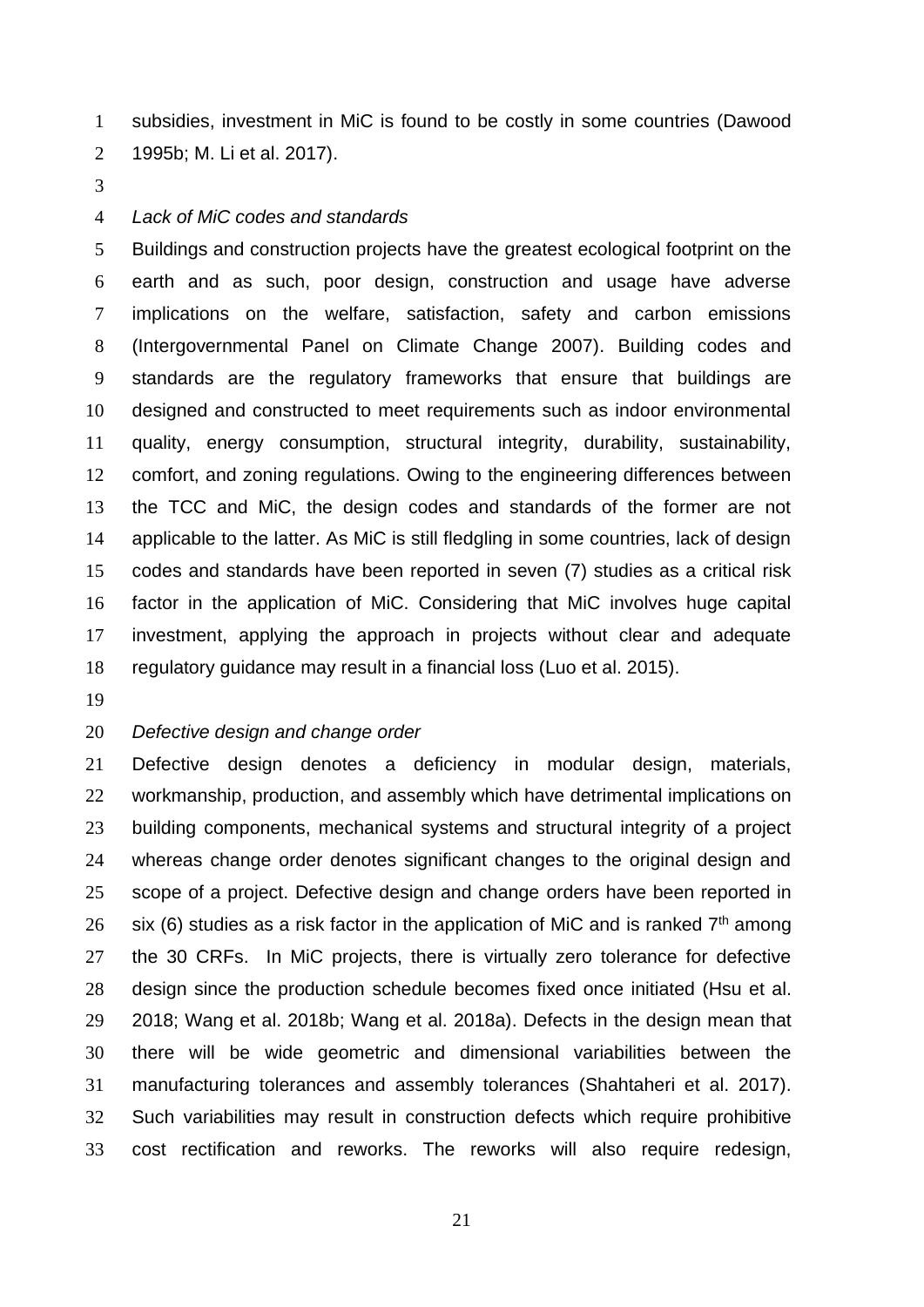subsidies, investment in MiC is found to be costly in some countries (Dawood 1995b; M. Li et al. 2017).

*Lack of MiC codes and standards*

Buildings and construction projects have the greatest ecological footprint on the earth and as such, poor design, construction and usage have adverse implications on the welfare, satisfaction, safety and carbon emissions (Intergovernmental Panel on Climate Change 2007). Building codes and standards are the regulatory frameworks that ensure that buildings are designed and constructed to meet requirements such as indoor environmental quality, energy consumption, structural integrity, durability, sustainability, comfort, and zoning regulations. Owing to the engineering differences between the TCC and MiC, the design codes and standards of the former are not applicable to the latter. As MiC is still fledgling in some countries, lack of design codes and standards have been reported in seven (7) studies as a critical risk factor in the application of MiC. Considering that MiC involves huge capital investment, applying the approach in projects without clear and adequate regulatory guidance may result in a financial loss (Luo et al. 2015).

*Defective design and change order*

Defective design denotes a deficiency in modular design, materials, workmanship, production, and assembly which have detrimental implications on building components, mechanical systems and structural integrity of a project whereas change order denotes significant changes to the original design and scope of a project. Defective design and change orders have been reported in six (6) studies as a risk factor in the application of MiC and is ranked 7th among the 30 CRFs. In MiC projects, there is virtually zero tolerance for defective design since the production schedule becomes fixed once initiated (Hsu et al. 2018; Wang et al. 2018b; Wang et al. 2018a). Defects in the design mean that there will be wide geometric and dimensional variabilities between the manufacturing tolerances and assembly tolerances (Shahtaheri et al. 2017). Such variabilities may result in construction defects which require prohibitive cost rectification and reworks. The reworks will also require redesign,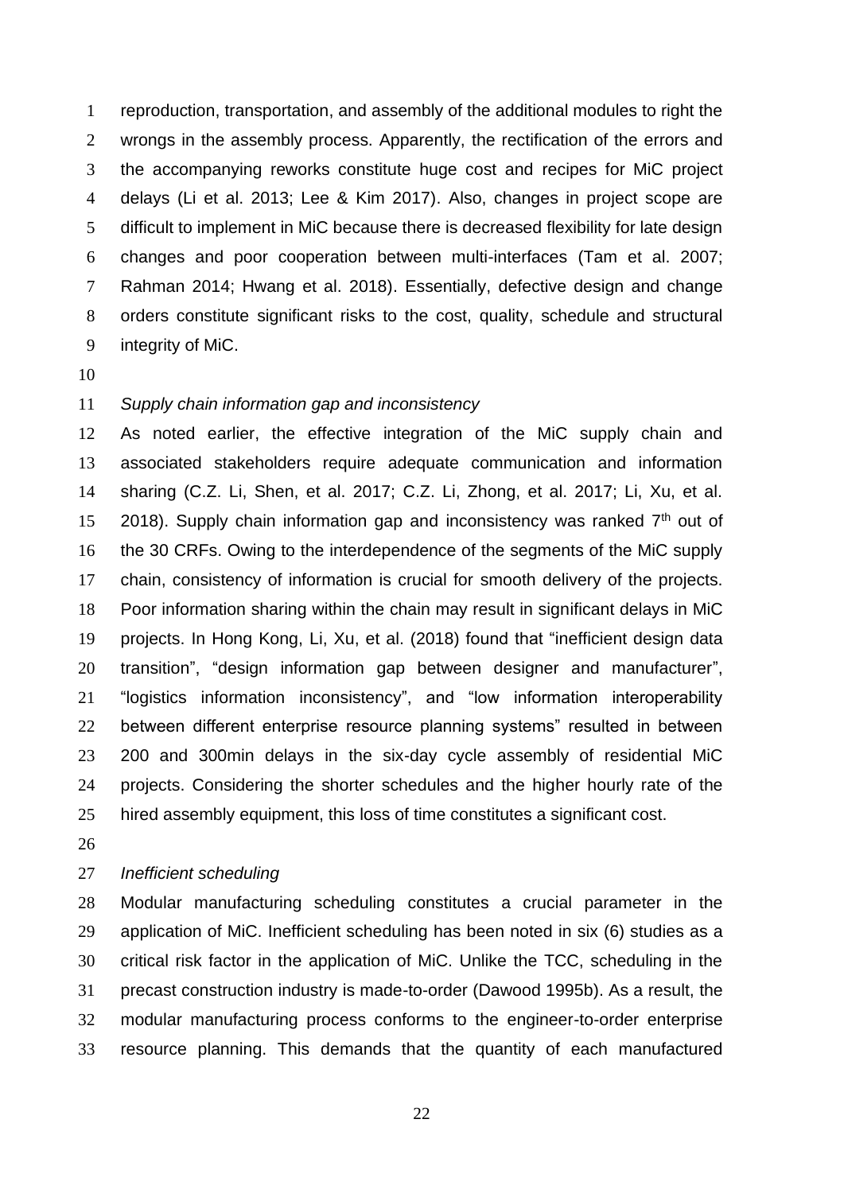reproduction, transportation, and assembly of the additional modules to right the wrongs in the assembly process. Apparently, the rectification of the errors and the accompanying reworks constitute huge cost and recipes for MiC project delays (Li et al. 2013; Lee & Kim 2017). Also, changes in project scope are difficult to implement in MiC because there is decreased flexibility for late design changes and poor cooperation between multi-interfaces (Tam et al. 2007; Rahman 2014; Hwang et al. 2018). Essentially, defective design and change orders constitute significant risks to the cost, quality, schedule and structural integrity of MiC.

*Supply chain information gap and inconsistency*

As noted earlier, the effective integration of the MiC supply chain and associated stakeholders require adequate communication and information sharing (C.Z. Li, Shen, et al. 2017; C.Z. Li, Zhong, et al. 2017; Li, Xu, et al. 2018). Supply chain information gap and inconsistency was ranked 7th out of the 30 CRFs. Owing to the interdependence of the segments of the MiC supply chain, consistency of information is crucial for smooth delivery of the projects. Poor information sharing within the chain may result in significant delays in MiC projects. In Hong Kong, Li, Xu, et al. (2018) found that "inefficient design data transition", "design information gap between designer and manufacturer", "logistics information inconsistency", and "low information interoperability between different enterprise resource planning systems" resulted in between 200 and 300min delays in the six-day cycle assembly of residential MiC projects. Considering the shorter schedules and the higher hourly rate of the hired assembly equipment, this loss of time constitutes a significant cost.

*Inefficient scheduling*

Modular manufacturing scheduling constitutes a crucial parameter in the application of MiC. Inefficient scheduling has been noted in six (6) studies as a critical risk factor in the application of MiC. Unlike the TCC, scheduling in the precast construction industry is made-to-order (Dawood 1995b). As a result, the modular manufacturing process conforms to the engineer-to-order enterprise resource planning. This demands that the quantity of each manufactured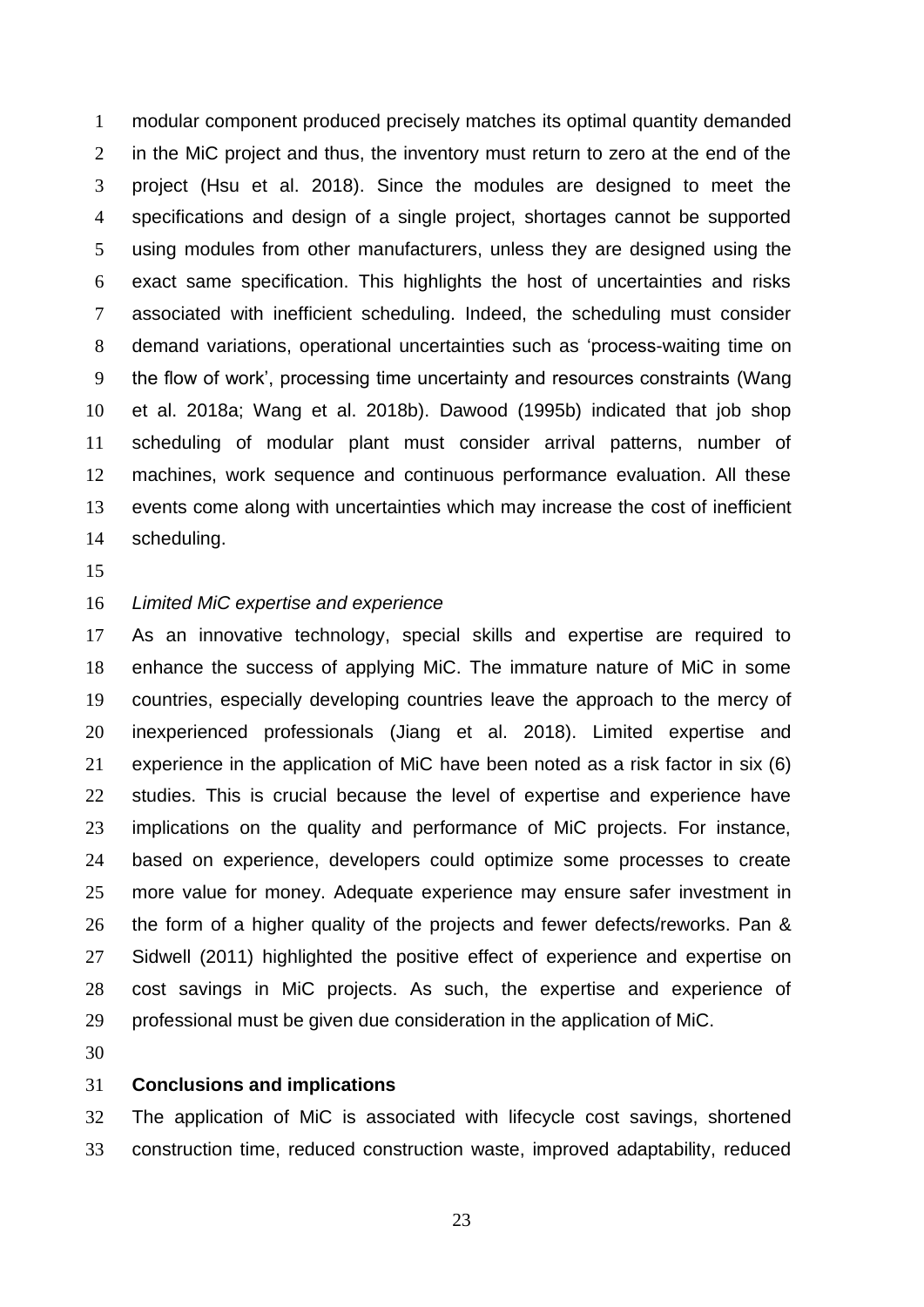modular component produced precisely matches its optimal quantity demanded in the MiC project and thus, the inventory must return to zero at the end of the project (Hsu et al. 2018). Since the modules are designed to meet the specifications and design of a single project, shortages cannot be supported using modules from other manufacturers, unless they are designed using the exact same specification. This highlights the host of uncertainties and risks associated with inefficient scheduling. Indeed, the scheduling must consider demand variations, operational uncertainties such as 'process-waiting time on the flow of work', processing time uncertainty and resources constraints (Wang et al. 2018a; Wang et al. 2018b). Dawood (1995b) indicated that job shop scheduling of modular plant must consider arrival patterns, number of machines, work sequence and continuous performance evaluation. All these events come along with uncertainties which may increase the cost of inefficient scheduling.

*Limited MiC expertise and experience*

As an innovative technology, special skills and expertise are required to enhance the success of applying MiC. The immature nature of MiC in some countries, especially developing countries leave the approach to the mercy of inexperienced professionals (Jiang et al. 2018). Limited expertise and experience in the application of MiC have been noted as a risk factor in six (6) studies. This is crucial because the level of expertise and experience have implications on the quality and performance of MiC projects. For instance, based on experience, developers could optimize some processes to create more value for money. Adequate experience may ensure safer investment in the form of a higher quality of the projects and fewer defects/reworks. Pan & Sidwell (2011) highlighted the positive effect of experience and expertise on cost savings in MiC projects. As such, the expertise and experience of professional must be given due consideration in the application of MiC.

## Conclusions and implications

The application of MiC is associated with lifecycle cost savings, shortened construction time, reduced construction waste, improved adaptability, reduced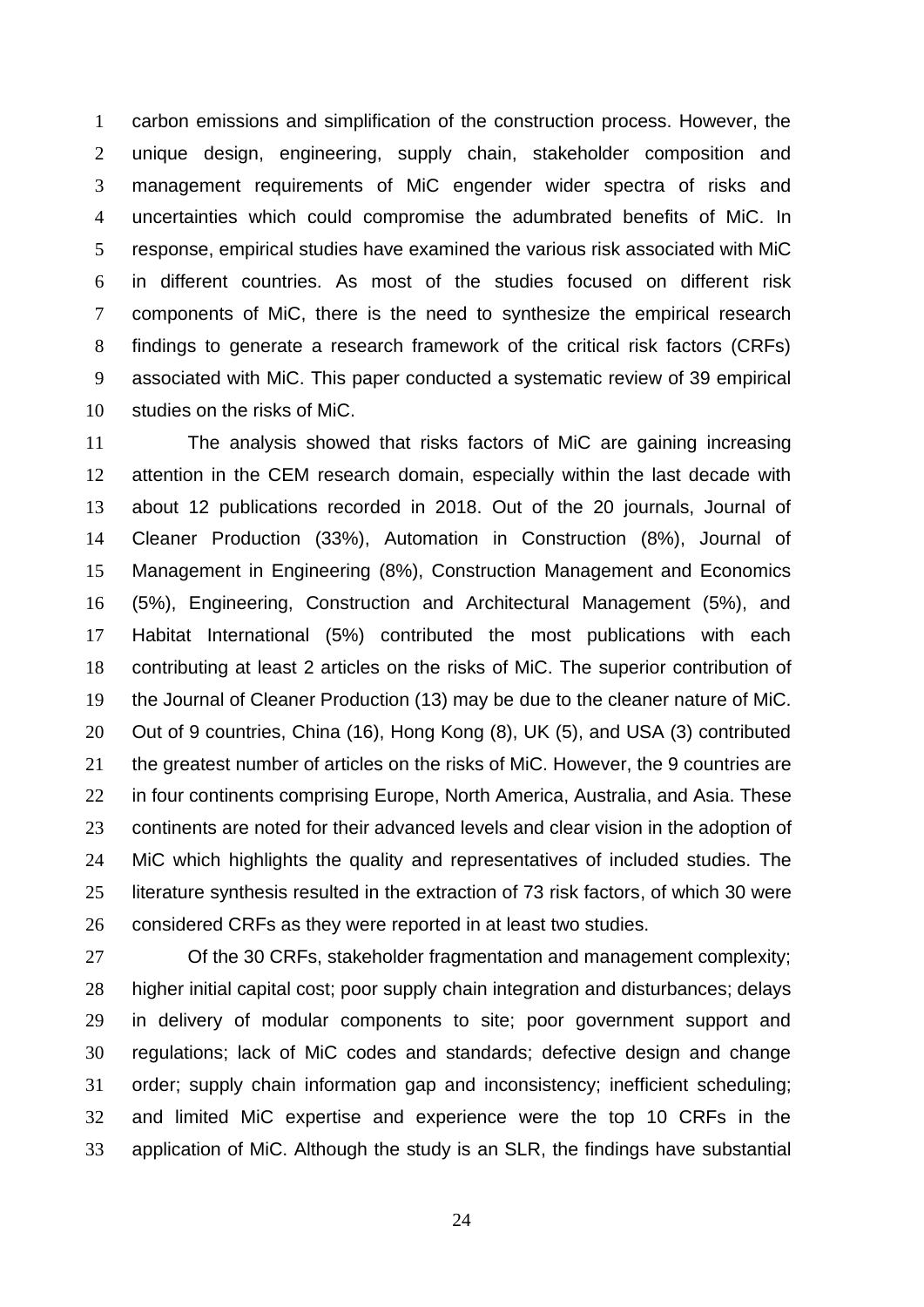carbon emissions and simplification of the construction process. However, the unique design, engineering, supply chain, stakeholder composition and management requirements of MiC engender wider spectra of risks and uncertainties which could compromise the adumbrated benefits of MiC. In response, empirical studies have examined the various risk associated with MiC in different countries. As most of the studies focused on different risk components of MiC, there is the need to synthesize the empirical research findings to generate a research framework of the critical risk factors (CRFs) associated with MiC. This paper conducted a systematic review of 39 empirical studies on the risks of MiC.

The analysis showed that risks factors of MiC are gaining increasing attention in the CEM research domain, especially within the last decade with about 12 publications recorded in 2018. Out of the 20 journals, Journal of Cleaner Production (33%), Automation in Construction (8%), Journal of Management in Engineering (8%), Construction Management and Economics (5%), Engineering, Construction and Architectural Management (5%), and Habitat International (5%) contributed the most publications with each contributing at least 2 articles on the risks of MiC. The superior contribution of the Journal of Cleaner Production (13) may be due to the cleaner nature of MiC. Out of 9 countries, China (16), Hong Kong (8), UK (5), and USA (3) contributed the greatest number of articles on the risks of MiC. However, the 9 countries are in four continents comprising Europe, North America, Australia, and Asia. These continents are noted for their advanced levels and clear vision in the adoption of MiC which highlights the quality and representatives of included studies. The literature synthesis resulted in the extraction of 73 risk factors, of which 30 were considered CRFs as they were reported in at least two studies.

Of the 30 CRFs, stakeholder fragmentation and management complexity; higher initial capital cost; poor supply chain integration and disturbances; delays in delivery of modular components to site; poor government support and regulations; lack of MiC codes and standards; defective design and change order; supply chain information gap and inconsistency; inefficient scheduling; and limited MiC expertise and experience were the top 10 CRFs in the application of MiC. Although the study is an SLR, the findings have substantial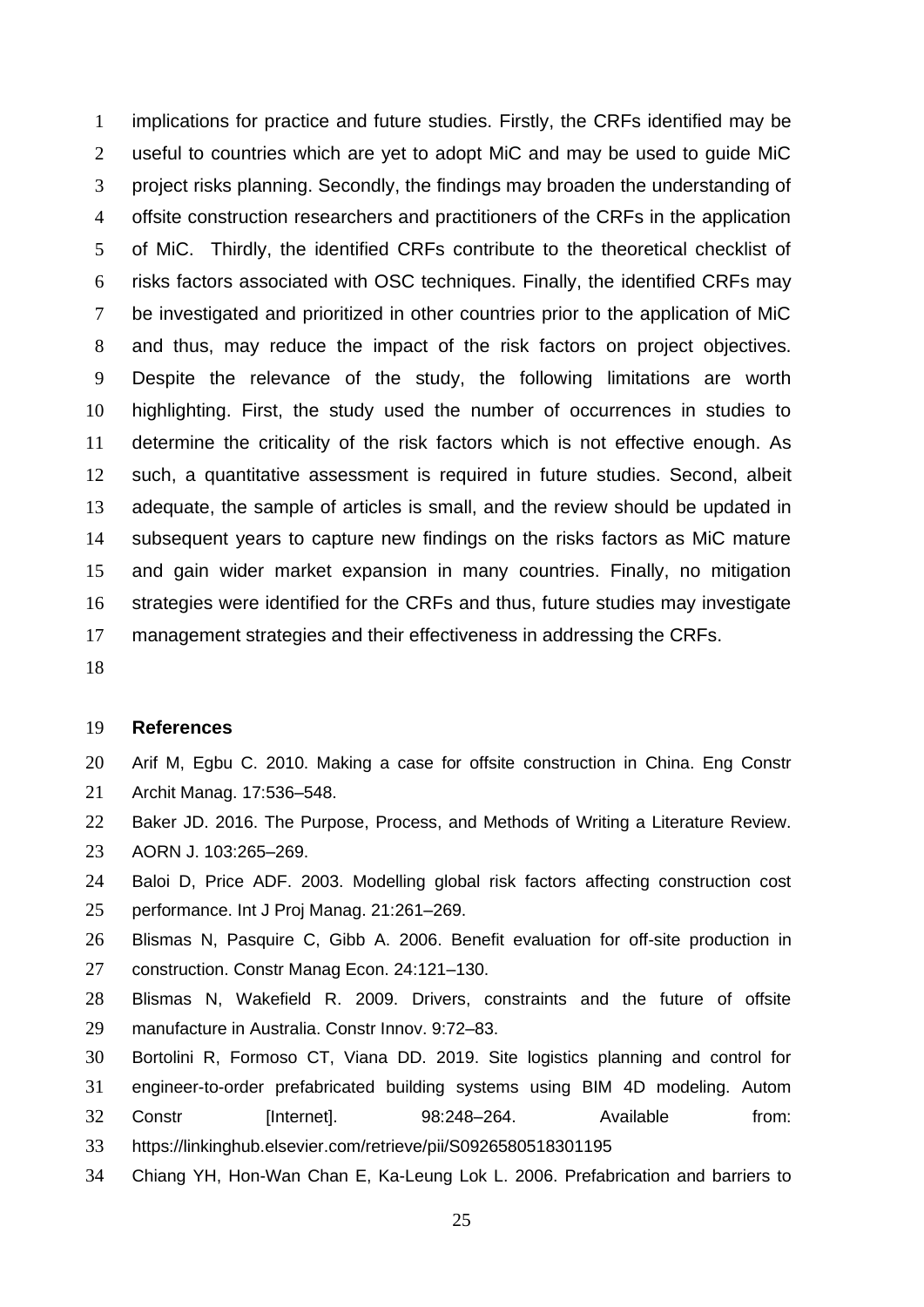implications for practice and future studies. Firstly, the CRFs identified may be useful to countries which are yet to adopt MiC and may be used to guide MiC project risks planning. Secondly, the findings may broaden the understanding of offsite construction researchers and practitioners of the CRFs in the application of MiC. Thirdly, the identified CRFs contribute to the theoretical checklist of risks factors associated with OSC techniques. Finally, the identified CRFs may be investigated and prioritized in other countries prior to the application of MiC and thus, may reduce the impact of the risk factors on project objectives. Despite the relevance of the study, the following limitations are worth highlighting. First, the study used the number of occurrences in studies to determine the criticality of the risk factors which is not effective enough. As such, a quantitative assessment is required in future studies. Second, albeit adequate, the sample of articles is small, and the review should be updated in subsequent years to capture new findings on the risks factors as MiC mature and gain wider market expansion in many countries. Finally, no mitigation strategies were identified for the CRFs and thus, future studies may investigate management strategies and their effectiveness in addressing the CRFs.

## References

Arif M, Egbu C. 2010. Making a case for offsite construction in China. Eng Constr Archit Manag. 17:536–548.

Baker JD. 2016. The Purpose, Process, and Methods of Writing a Literature Review. AORN J. 103:265–269.

Baloi D, Price ADF. 2003. Modelling global risk factors affecting construction cost performance. Int J Proj Manag. 21:261–269.

Blismas N, Pasquire C, Gibb A. 2006. Benefit evaluation for off-site production in construction. Constr Manag Econ. 24:121–130.

Blismas N, Wakefield R. 2009. Drivers, constraints and the future of offsite manufacture in Australia. Constr Innov. 9:72–83.

Bortolini R, Formoso CT, Viana DD. 2019. Site logistics planning and control for engineer-to-order prefabricated building systems using BIM 4D modeling. Autom Constr [Internet]. 98:248–264. Available from: https://linkinghub.elsevier.com/retrieve/pii/S0926580518301195

Chiang YH, Hon-Wan Chan E, Ka-Leung Lok L. 2006. Prefabrication and barriers to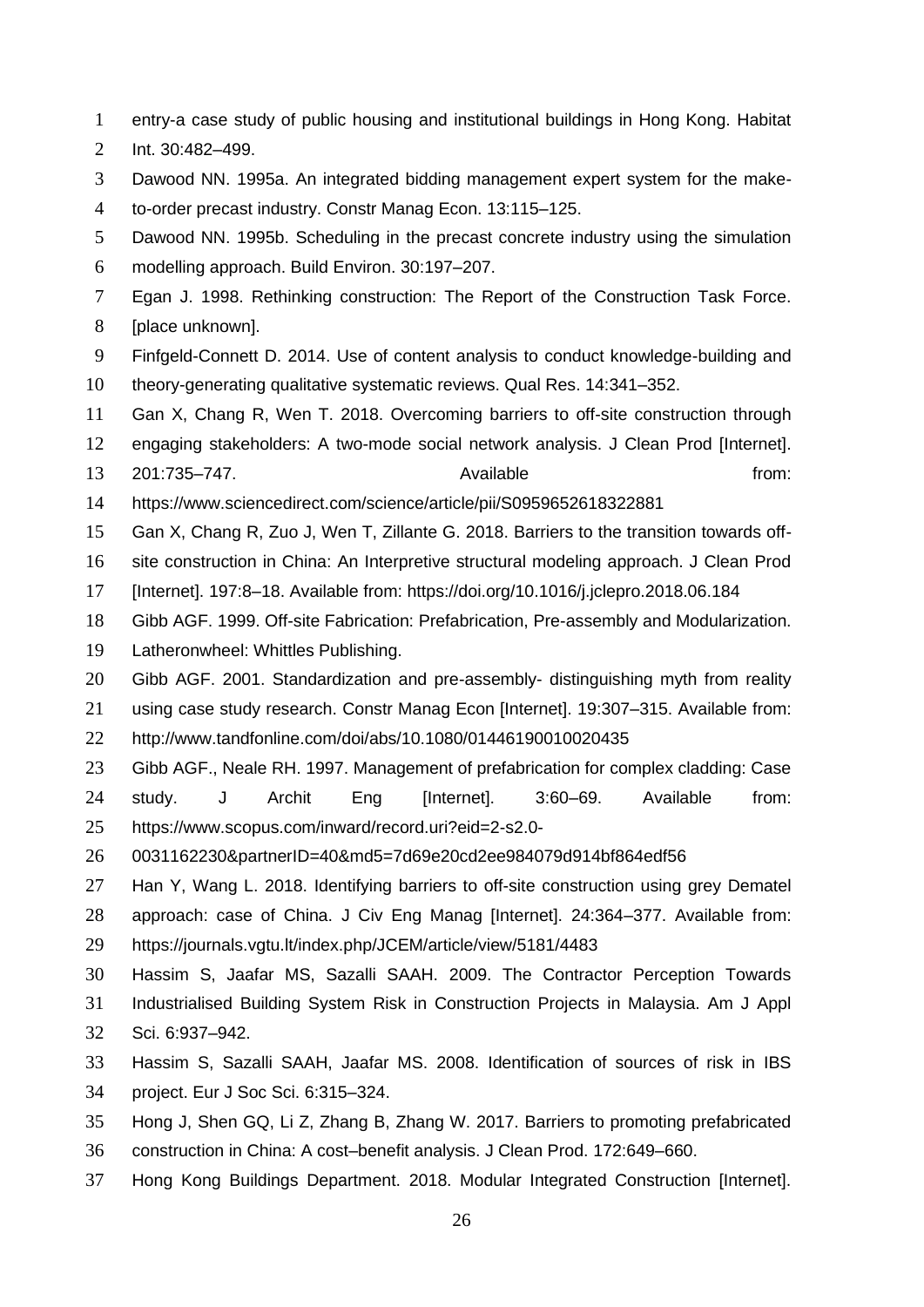entry-a case study of public housing and institutional buildings in Hong Kong. Habitat Int. 30:482–499.

Dawood NN. 1995a. An integrated bidding management expert system for the make-to-order precast industry. Constr Manag Econ. 13:115–125.

Dawood NN. 1995b. Scheduling in the precast concrete industry using the simulation modelling approach. Build Environ. 30:197–207.

Egan J. 1998. Rethinking construction: The Report of the Construction Task Force. [place unknown].

Finfgeld-Connett D. 2014. Use of content analysis to conduct knowledge-building and theory-generating qualitative systematic reviews. Qual Res. 14:341–352.

Gan X, Chang R, Wen T. 2018. Overcoming barriers to off-site construction through engaging stakeholders: A two-mode social network analysis. J Clean Prod [Internet]. 201:735–747. Available from: https://www.sciencedirect.com/science/article/pii/S0959652618322881

Gan X, Chang R, Zuo J, Wen T, Zillante G. 2018. Barriers to the transition towards off-site construction in China: An Interpretive structural modeling approach. J Clean Prod [Internet]. 197:8–18. Available from: https://doi.org/10.1016/j.jclepro.2018.06.184

Gibb AGF. 1999. Off-site Fabrication: Prefabrication, Pre-assembly and Modularization. Latheronwheel: Whittles Publishing.

Gibb AGF. 2001. Standardization and pre-assembly- distinguishing myth from reality using case study research. Constr Manag Econ [Internet]. 19:307–315. Available from: http://www.tandfonline.com/doi/abs/10.1080/01446190010020435

Gibb AGF., Neale RH. 1997. Management of prefabrication for complex cladding: Case study. J Archit Eng [Internet]. 3:60–69. Available from: https://www.scopus.com/inward/record.uri?eid=2-s2.0-0031162230&partnerID=40&md5=7d69e20cd2ee984079d914bf864edf56

Han Y, Wang L. 2018. Identifying barriers to off-site construction using grey Dematel approach: case of China. J Civ Eng Manag [Internet]. 24:364–377. Available from: https://journals.vgtu.lt/index.php/JCEM/article/view/5181/4483

Hassim S, Jaafar MS, Sazalli SAAH. 2009. The Contractor Perception Towards Industrialised Building System Risk in Construction Projects in Malaysia. Am J Appl Sci. 6:937–942.

Hassim S, Sazalli SAAH, Jaafar MS. 2008. Identification of sources of risk in IBS project. Eur J Soc Sci. 6:315–324.

Hong J, Shen GQ, Li Z, Zhang B, Zhang W. 2017. Barriers to promoting prefabricated construction in China: A cost–benefit analysis. J Clean Prod. 172:649–660.

Hong Kong Buildings Department. 2018. Modular Integrated Construction [Internet].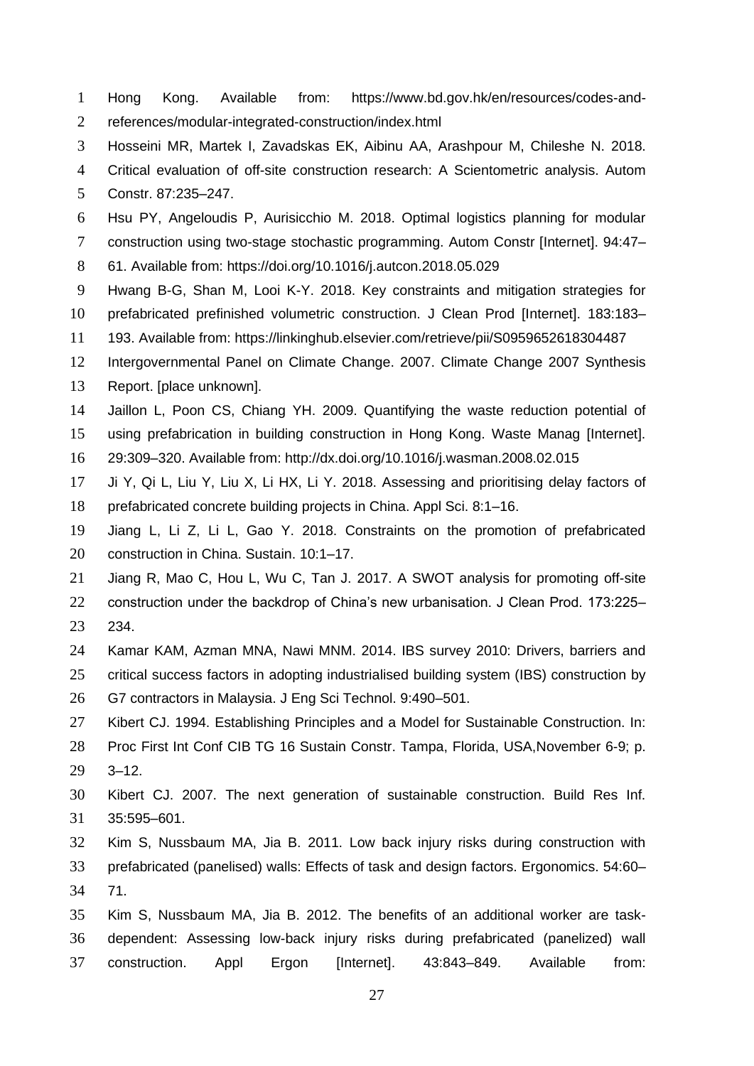Hong Kong. Available from: https://www.bd.gov.hk/en/resources/codes-and-references/modular-integrated-construction/index.html

Hosseini MR, Martek I, Zavadskas EK, Aibinu AA, Arashpour M, Chileshe N. 2018. Critical evaluation of off-site construction research: A Scientometric analysis. Autom Constr. 87:235–247.

Hsu PY, Angeloudis P, Aurisicchio M. 2018. Optimal logistics planning for modular construction using two-stage stochastic programming. Autom Constr [Internet]. 94:47–61. Available from: https://doi.org/10.1016/j.autcon.2018.05.029

Hwang B-G, Shan M, Looi K-Y. 2018. Key constraints and mitigation strategies for prefabricated prefinished volumetric construction. J Clean Prod [Internet]. 183:183–193. Available from: https://linkinghub.elsevier.com/retrieve/pii/S0959652618304487

Intergovernmental Panel on Climate Change. 2007. Climate Change 2007 Synthesis Report. [place unknown].

Jaillon L, Poon CS, Chiang YH. 2009. Quantifying the waste reduction potential of using prefabrication in building construction in Hong Kong. Waste Manag [Internet]. 29:309–320. Available from: http://dx.doi.org/10.1016/j.wasman.2008.02.015

Ji Y, Qi L, Liu Y, Liu X, Li HX, Li Y. 2018. Assessing and prioritising delay factors of prefabricated concrete building projects in China. Appl Sci. 8:1–16.

Jiang L, Li Z, Li L, Gao Y. 2018. Constraints on the promotion of prefabricated construction in China. Sustain. 10:1–17.

Jiang R, Mao C, Hou L, Wu C, Tan J. 2017. A SWOT analysis for promoting off-site construction under the backdrop of China's new urbanisation. J Clean Prod. 173:225–234.

Kamar KAM, Azman MNA, Nawi MNM. 2014. IBS survey 2010: Drivers, barriers and critical success factors in adopting industrialised building system (IBS) construction by G7 contractors in Malaysia. J Eng Sci Technol. 9:490–501.

Kibert CJ. 1994. Establishing Principles and a Model for Sustainable Construction. In: Proc First Int Conf CIB TG 16 Sustain Constr. Tampa, Florida, USA,November 6-9; p. 3–12.

Kibert CJ. 2007. The next generation of sustainable construction. Build Res Inf. 35:595–601.

Kim S, Nussbaum MA, Jia B. 2011. Low back injury risks during construction with prefabricated (panelised) walls: Effects of task and design factors. Ergonomics. 54:60–71.

Kim S, Nussbaum MA, Jia B. 2012. The benefits of an additional worker are task-dependent: Assessing low-back injury risks during prefabricated (panelized) wall construction. Appl Ergon [Internet]. 43:843–849. Available from: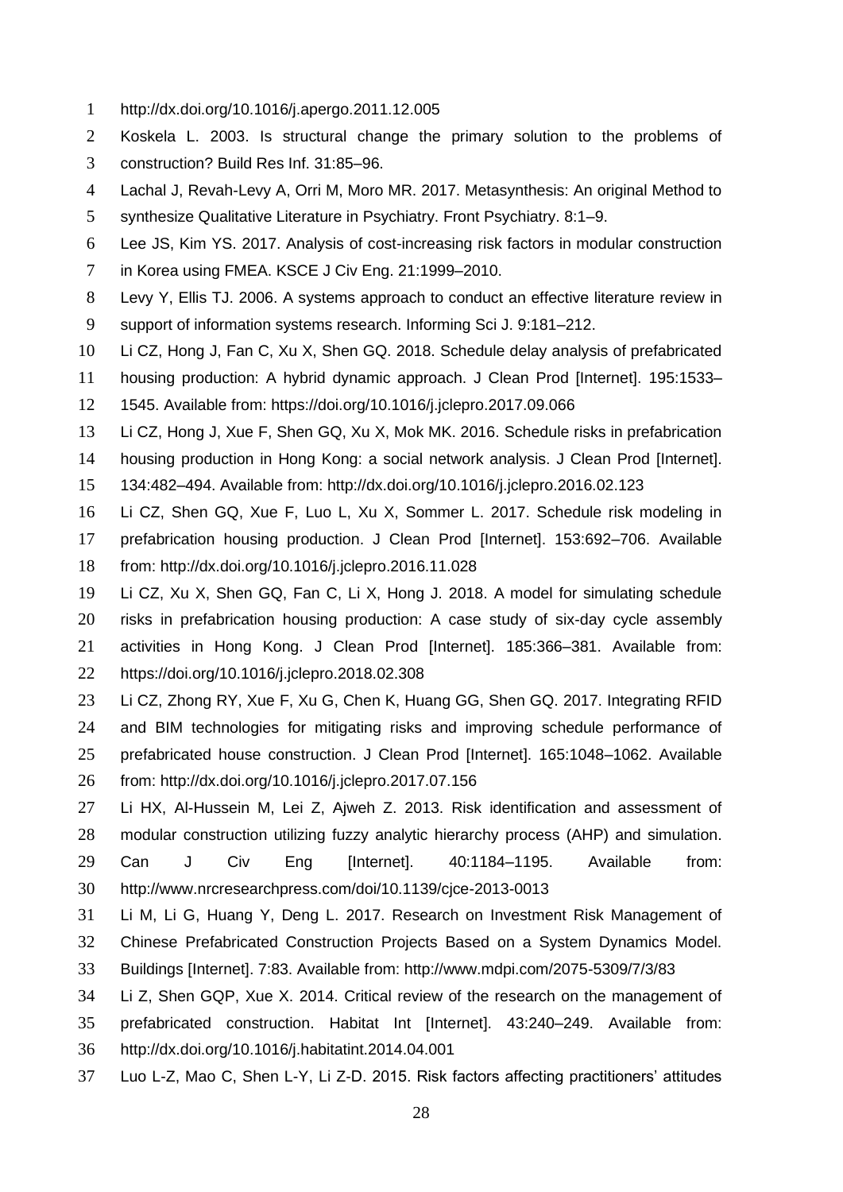http://dx.doi.org/10.1016/j.apergo.2011.12.005

Koskela L. 2003. Is structural change the primary solution to the problems of construction? Build Res Inf. 31:85–96.

Lachal J, Revah-Levy A, Orri M, Moro MR. 2017. Metasynthesis: An original Method to synthesize Qualitative Literature in Psychiatry. Front Psychiatry. 8:1–9.

Lee JS, Kim YS. 2017. Analysis of cost-increasing risk factors in modular construction in Korea using FMEA. KSCE J Civ Eng. 21:1999–2010.

Levy Y, Ellis TJ. 2006. A systems approach to conduct an effective literature review in support of information systems research. Informing Sci J. 9:181–212.

Li CZ, Hong J, Fan C, Xu X, Shen GQ. 2018. Schedule delay analysis of prefabricated housing production: A hybrid dynamic approach. J Clean Prod [Internet]. 195:1533–1545. Available from: https://doi.org/10.1016/j.jclepro.2017.09.066

Li CZ, Hong J, Xue F, Shen GQ, Xu X, Mok MK. 2016. Schedule risks in prefabrication housing production in Hong Kong: a social network analysis. J Clean Prod [Internet]. 134:482–494. Available from: http://dx.doi.org/10.1016/j.jclepro.2016.02.123

Li CZ, Shen GQ, Xue F, Luo L, Xu X, Sommer L. 2017. Schedule risk modeling in prefabrication housing production. J Clean Prod [Internet]. 153:692–706. Available from: http://dx.doi.org/10.1016/j.jclepro.2016.11.028

Li CZ, Xu X, Shen GQ, Fan C, Li X, Hong J. 2018. A model for simulating schedule risks in prefabrication housing production: A case study of six-day cycle assembly activities in Hong Kong. J Clean Prod [Internet]. 185:366–381. Available from: https://doi.org/10.1016/j.jclepro.2018.02.308

Li CZ, Zhong RY, Xue F, Xu G, Chen K, Huang GG, Shen GQ. 2017. Integrating RFID and BIM technologies for mitigating risks and improving schedule performance of prefabricated house construction. J Clean Prod [Internet]. 165:1048–1062. Available from: http://dx.doi.org/10.1016/j.jclepro.2017.07.156

Li HX, Al-Hussein M, Lei Z, Ajweh Z. 2013. Risk identification and assessment of modular construction utilizing fuzzy analytic hierarchy process (AHP) and simulation. Can J Civ Eng [Internet]. 40:1184–1195. Available from: http://www.nrcresearchpress.com/doi/10.1139/cjce-2013-0013

Li M, Li G, Huang Y, Deng L. 2017. Research on Investment Risk Management of Chinese Prefabricated Construction Projects Based on a System Dynamics Model. Buildings [Internet]. 7:83. Available from: http://www.mdpi.com/2075-5309/7/3/83

Li Z, Shen GQP, Xue X. 2014. Critical review of the research on the management of prefabricated construction. Habitat Int [Internet]. 43:240–249. Available from: http://dx.doi.org/10.1016/j.habitatint.2014.04.001

Luo L-Z, Mao C, Shen L-Y, Li Z-D. 2015. Risk factors affecting practitioners' attitudes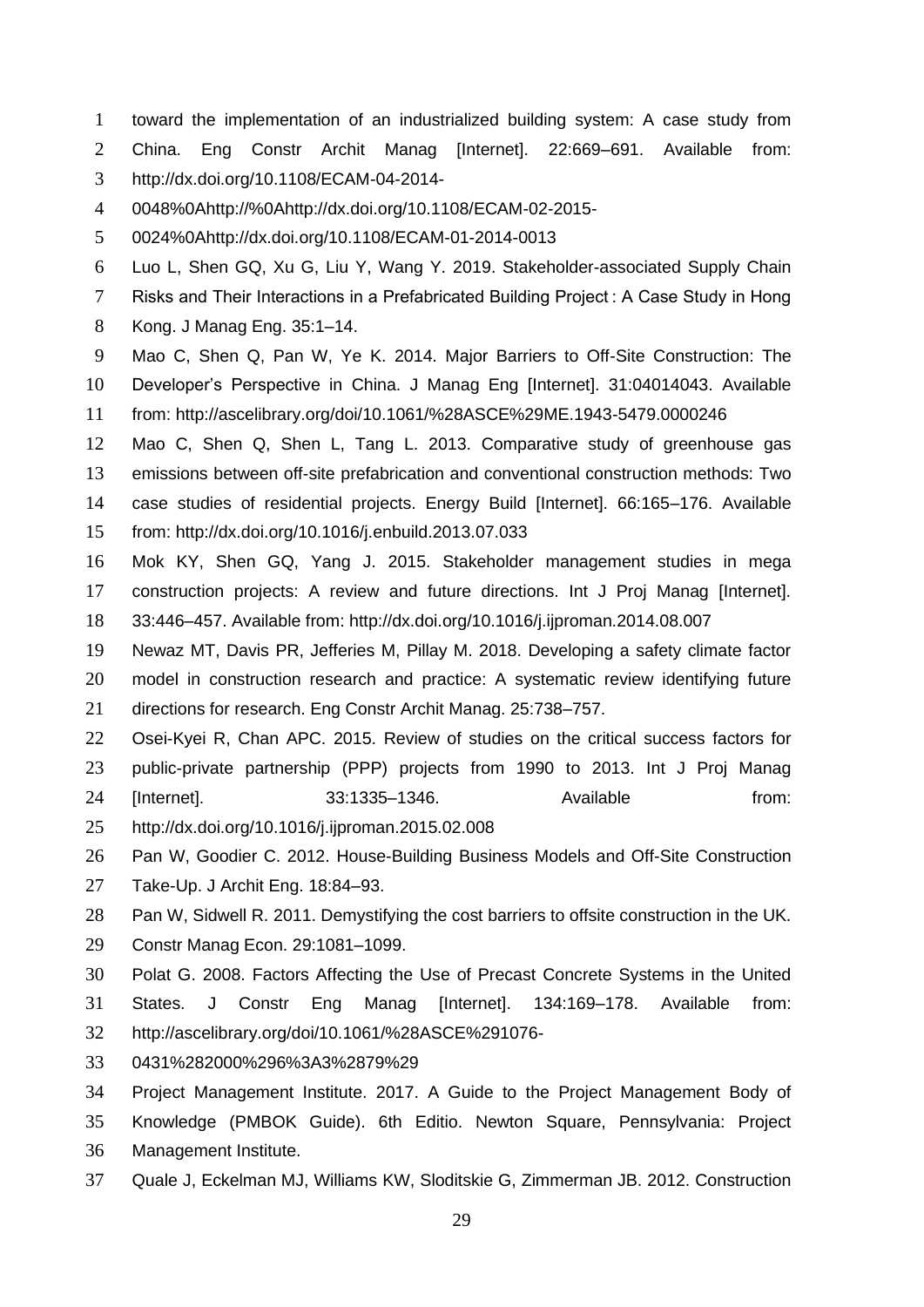toward the implementation of an industrialized building system: A case study from China. Eng Constr Archit Manag [Internet]. 22:669–691. Available from: http://dx.doi.org/10.1108/ECAM-04-2014-0048%0Ahttp://%0Ahttp://dx.doi.org/10.1108/ECAM-02-2015-0024%0Ahttp://dx.doi.org/10.1108/ECAM-01-2014-0013

Luo L, Shen GQ, Xu G, Liu Y, Wang Y. 2019. Stakeholder-associated Supply Chain Risks and Their Interactions in a Prefabricated Building Project : A Case Study in Hong Kong. J Manag Eng. 35:1–14.

Mao C, Shen Q, Pan W, Ye K. 2014. Major Barriers to Off-Site Construction: The Developer's Perspective in China. J Manag Eng [Internet]. 31:04014043. Available from: http://ascelibrary.org/doi/10.1061/%28ASCE%29ME.1943-5479.0000246

Mao C, Shen Q, Shen L, Tang L. 2013. Comparative study of greenhouse gas emissions between off-site prefabrication and conventional construction methods: Two case studies of residential projects. Energy Build [Internet]. 66:165–176. Available from: http://dx.doi.org/10.1016/j.enbuild.2013.07.033

Mok KY, Shen GQ, Yang J. 2015. Stakeholder management studies in mega construction projects: A review and future directions. Int J Proj Manag [Internet]. 33:446–457. Available from: http://dx.doi.org/10.1016/j.ijproman.2014.08.007

Newaz MT, Davis PR, Jefferies M, Pillay M. 2018. Developing a safety climate factor model in construction research and practice: A systematic review identifying future directions for research. Eng Constr Archit Manag. 25:738–757.

Osei-Kyei R, Chan APC. 2015. Review of studies on the critical success factors for public-private partnership (PPP) projects from 1990 to 2013. Int J Proj Manag [Internet]. 33:1335–1346. Available from: http://dx.doi.org/10.1016/j.ijproman.2015.02.008

Pan W, Goodier C. 2012. House-Building Business Models and Off-Site Construction Take-Up. J Archit Eng. 18:84–93.

Pan W, Sidwell R. 2011. Demystifying the cost barriers to offsite construction in the UK. Constr Manag Econ. 29:1081–1099.

Polat G. 2008. Factors Affecting the Use of Precast Concrete Systems in the United States. J Constr Eng Manag [Internet]. 134:169–178. Available from: http://ascelibrary.org/doi/10.1061/%28ASCE%291076-0431%282000%296%3A3%2879%29

Project Management Institute. 2017. A Guide to the Project Management Body of Knowledge (PMBOK Guide). 6th Editio. Newton Square, Pennsylvania: Project Management Institute.

Quale J, Eckelman MJ, Williams KW, Sloditskie G, Zimmerman JB. 2012. Construction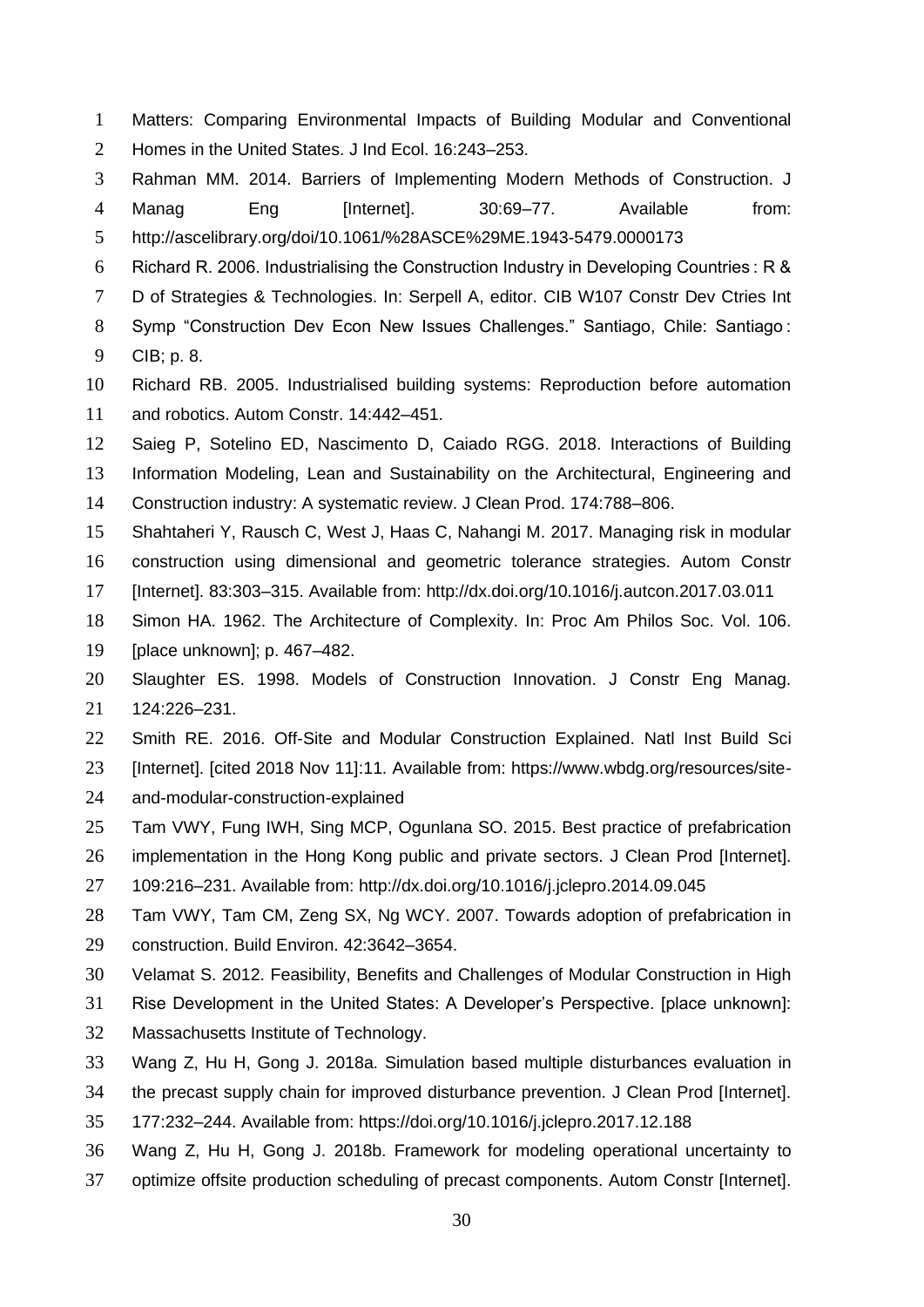Matters: Comparing Environmental Impacts of Building Modular and Conventional Homes in the United States. J Ind Ecol. 16:243–253.

Rahman MM. 2014. Barriers of Implementing Modern Methods of Construction. J Manag Eng [Internet]. 30:69–77. Available from: http://ascelibrary.org/doi/10.1061/%28ASCE%29ME.1943-5479.0000173

Richard R. 2006. Industrialising the Construction Industry in Developing Countries : R & D of Strategies & Technologies. In: Serpell A, editor. CIB W107 Constr Dev Ctries Int Symp "Construction Dev Econ New Issues Challenges." Santiago, Chile: Santiago : CIB; p. 8.

Richard RB. 2005. Industrialised building systems: Reproduction before automation and robotics. Autom Constr. 14:442–451.

Saieg P, Sotelino ED, Nascimento D, Caiado RGG. 2018. Interactions of Building Information Modeling, Lean and Sustainability on the Architectural, Engineering and Construction industry: A systematic review. J Clean Prod. 174:788–806.

Shahtaheri Y, Rausch C, West J, Haas C, Nahangi M. 2017. Managing risk in modular construction using dimensional and geometric tolerance strategies. Autom Constr [Internet]. 83:303–315. Available from: http://dx.doi.org/10.1016/j.autcon.2017.03.011

Simon HA. 1962. The Architecture of Complexity. In: Proc Am Philos Soc. Vol. 106. [place unknown]; p. 467–482.

Slaughter ES. 1998. Models of Construction Innovation. J Constr Eng Manag. 124:226–231.

Smith RE. 2016. Off-Site and Modular Construction Explained. Natl Inst Build Sci [Internet]. [cited 2018 Nov 11]:11. Available from: https://www.wbdg.org/resources/site-and-modular-construction-explained

Tam VWY, Fung IWH, Sing MCP, Ogunlana SO. 2015. Best practice of prefabrication implementation in the Hong Kong public and private sectors. J Clean Prod [Internet]. 109:216–231. Available from: http://dx.doi.org/10.1016/j.jclepro.2014.09.045

Tam VWY, Tam CM, Zeng SX, Ng WCY. 2007. Towards adoption of prefabrication in construction. Build Environ. 42:3642–3654.

Velamat S. 2012. Feasibility, Benefits and Challenges of Modular Construction in High Rise Development in the United States: A Developer's Perspective. [place unknown]: Massachusetts Institute of Technology.

Wang Z, Hu H, Gong J. 2018a. Simulation based multiple disturbances evaluation in the precast supply chain for improved disturbance prevention. J Clean Prod [Internet]. 177:232–244. Available from: https://doi.org/10.1016/j.jclepro.2017.12.188

Wang Z, Hu H, Gong J. 2018b. Framework for modeling operational uncertainty to optimize offsite production scheduling of precast components. Autom Constr [Internet].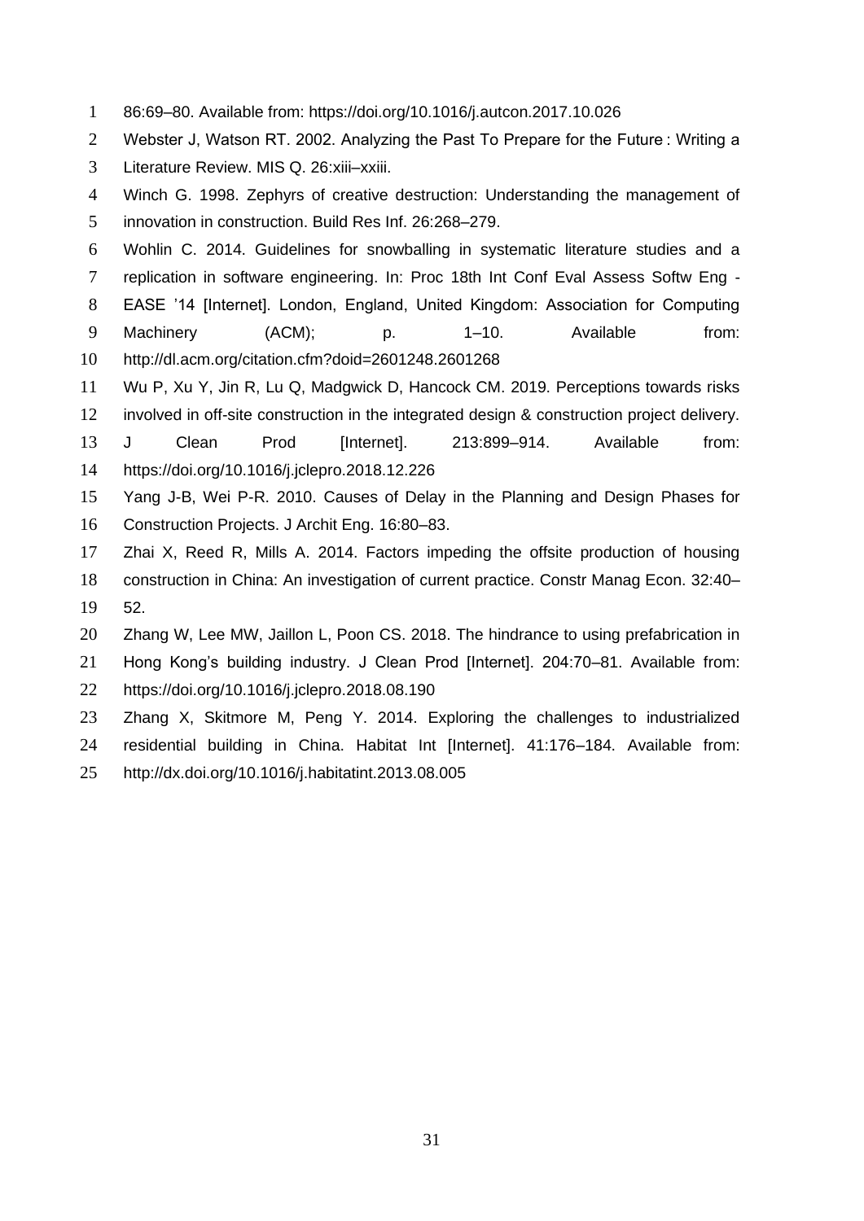86:69–80. Available from: https://doi.org/10.1016/j.autcon.2017.10.026

Webster J, Watson RT. 2002. Analyzing the Past To Prepare for the Future : Writing a Literature Review. MIS Q. 26:xiii–xxiii.

Winch G. 1998. Zephyrs of creative destruction: Understanding the management of innovation in construction. Build Res Inf. 26:268–279.

Wohlin C. 2014. Guidelines for snowballing in systematic literature studies and a replication in software engineering. In: Proc 18th Int Conf Eval Assess Softw Eng - EASE '14 [Internet]. London, England, United Kingdom: Association for Computing Machinery (ACM); p. 1–10. Available from: http://dl.acm.org/citation.cfm?doid=2601248.2601268

Wu P, Xu Y, Jin R, Lu Q, Madgwick D, Hancock CM. 2019. Perceptions towards risks involved in off-site construction in the integrated design & construction project delivery. J Clean Prod [Internet]. 213:899–914. Available from: https://doi.org/10.1016/j.jclepro.2018.12.226

Yang J-B, Wei P-R. 2010. Causes of Delay in the Planning and Design Phases for Construction Projects. J Archit Eng. 16:80–83.

Zhai X, Reed R, Mills A. 2014. Factors impeding the offsite production of housing construction in China: An investigation of current practice. Constr Manag Econ. 32:40–52.

Zhang W, Lee MW, Jaillon L, Poon CS. 2018. The hindrance to using prefabrication in Hong Kong's building industry. J Clean Prod [Internet]. 204:70–81. Available from: https://doi.org/10.1016/j.jclepro.2018.08.190

Zhang X, Skitmore M, Peng Y. 2014. Exploring the challenges to industrialized residential building in China. Habitat Int [Internet]. 41:176–184. Available from: http://dx.doi.org/10.1016/j.habitatint.2013.08.005